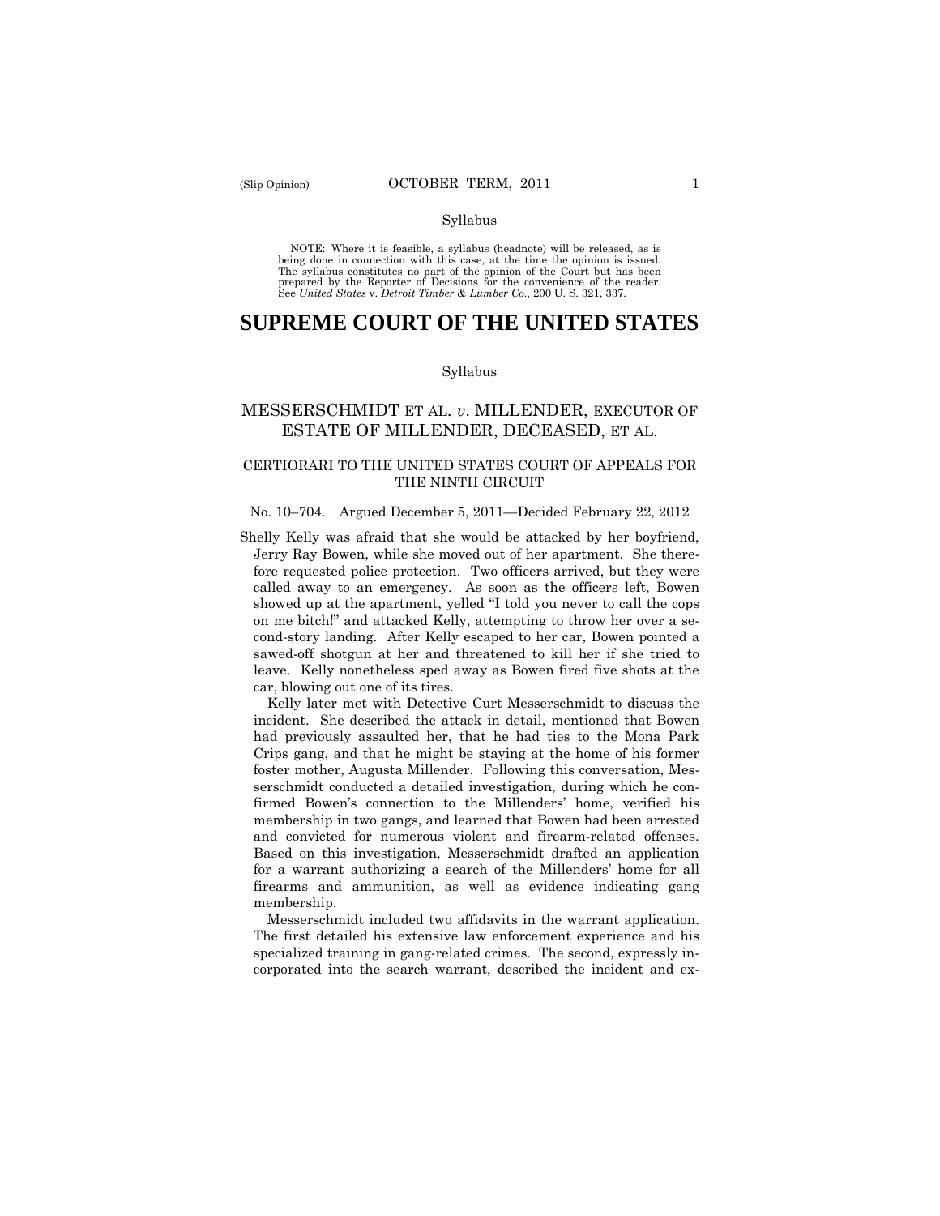Syllabus

NOTE: Where it is feasible, a syllabus (headnote) will be released, as is being done in connection with this case, at the time the opinion is issued. The syllabus constitutes no part of the opinion of the Court but has been prepared by the Reporter of Decisions for the convenience of the reader. See *United States* v. *Detroit Timber & Lumber Co.,* 200 U. S. 321, 337.

# SUPREME COURT OF THE UNITED STATES

Syllabus

## MESSERSCHMIDT ET AL. *v*. MILLENDER, EXECUTOR OF ESTATE OF MILLENDER, DECEASED, ET AL.

### CERTIORARI TO THE UNITED STATES COURT OF APPEALS FOR THE NINTH CIRCUIT

No. 10–704. Argued December 5, 2011—Decided February 22, 2012

Shelly Kelly was afraid that she would be attacked by her boyfriend, Jerry Ray Bowen, while she moved out of her apartment. She therefore requested police protection. Two officers arrived, but they were called away to an emergency. As soon as the officers left, Bowen showed up at the apartment, yelled "I told you never to call the cops on me bitch!" and attacked Kelly, attempting to throw her over a second-story landing. After Kelly escaped to her car, Bowen pointed a sawed-off shotgun at her and threatened to kill her if she tried to leave. Kelly nonetheless sped away as Bowen fired five shots at the car, blowing out one of its tires.

Kelly later met with Detective Curt Messerschmidt to discuss the incident. She described the attack in detail, mentioned that Bowen had previously assaulted her, that he had ties to the Mona Park Crips gang, and that he might be staying at the home of his former foster mother, Augusta Millender. Following this conversation, Messerschmidt conducted a detailed investigation, during which he confirmed Bowen's connection to the Millenders' home, verified his membership in two gangs, and learned that Bowen had been arrested and convicted for numerous violent and firearm-related offenses. Based on this investigation, Messerschmidt drafted an application for a warrant authorizing a search of the Millenders' home for all firearms and ammunition, as well as evidence indicating gang membership.

Messerschmidt included two affidavits in the warrant application. The first detailed his extensive law enforcement experience and his specialized training in gang-related crimes. The second, expressly incorporated into the search warrant, described the incident and ex-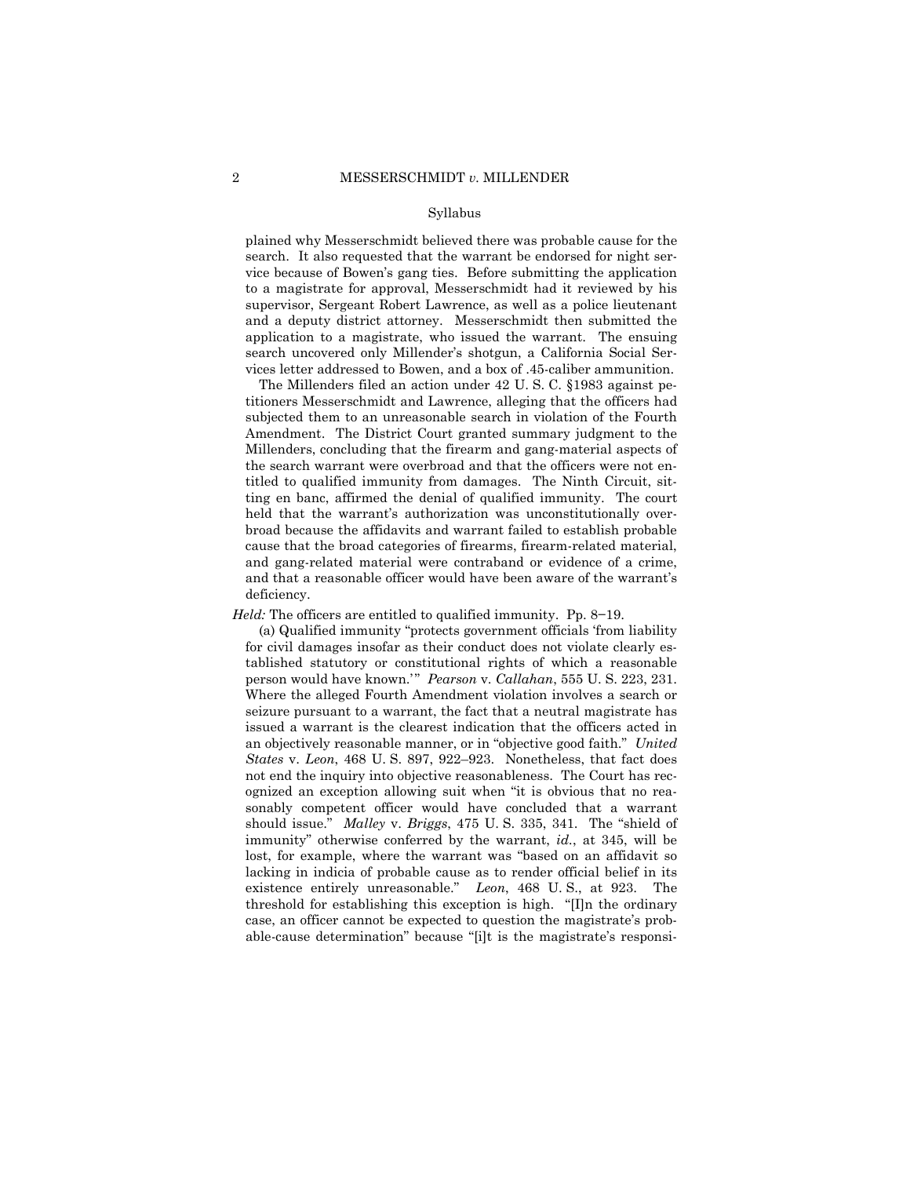plained why Messerschmidt believed there was probable cause for the search. It also requested that the warrant be endorsed for night service because of Bowen's gang ties. Before submitting the application to a magistrate for approval, Messerschmidt had it reviewed by his supervisor, Sergeant Robert Lawrence, as well as a police lieutenant and a deputy district attorney. Messerschmidt then submitted the application to a magistrate, who issued the warrant. The ensuing search uncovered only Millender's shotgun, a California Social Services letter addressed to Bowen, and a box of .45-caliber ammunition.

The Millenders filed an action under 42 U. S. C. §1983 against petitioners Messerschmidt and Lawrence, alleging that the officers had subjected them to an unreasonable search in violation of the Fourth Amendment. The District Court granted summary judgment to the Millenders, concluding that the firearm and gang-material aspects of the search warrant were overbroad and that the officers were not entitled to qualified immunity from damages. The Ninth Circuit, sitting en banc, affirmed the denial of qualified immunity. The court held that the warrant's authorization was unconstitutionally overbroad because the affidavits and warrant failed to establish probable cause that the broad categories of firearms, firearm-related material, and gang-related material were contraband or evidence of a crime, and that a reasonable officer would have been aware of the warrant's deficiency.

*Held:* The officers are entitled to qualified immunity. Pp. 8–19.

(a) Qualified immunity "protects government officials 'from liability for civil damages insofar as their conduct does not violate clearly established statutory or constitutional rights of which a reasonable person would have known.'" *Pearson* v. *Callahan*, 555 U. S. 223, 231. Where the alleged Fourth Amendment violation involves a search or seizure pursuant to a warrant, the fact that a neutral magistrate has issued a warrant is the clearest indication that the officers acted in an objectively reasonable manner, or in "objective good faith." *United States* v. *Leon*, 468 U. S. 897, 922–923. Nonetheless, that fact does not end the inquiry into objective reasonableness. The Court has recognized an exception allowing suit when "it is obvious that no reasonably competent officer would have concluded that a warrant should issue." *Malley* v. *Briggs*, 475 U. S. 335, 341. The "shield of immunity" otherwise conferred by the warrant, *id.*, at 345, will be lost, for example, where the warrant was "based on an affidavit so lacking in indicia of probable cause as to render official belief in its existence entirely unreasonable." *Leon*, 468 U. S., at 923. The threshold for establishing this exception is high. "[I]n the ordinary case, an officer cannot be expected to question the magistrate's probable-cause determination" because "[i]t is the magistrate's responsi-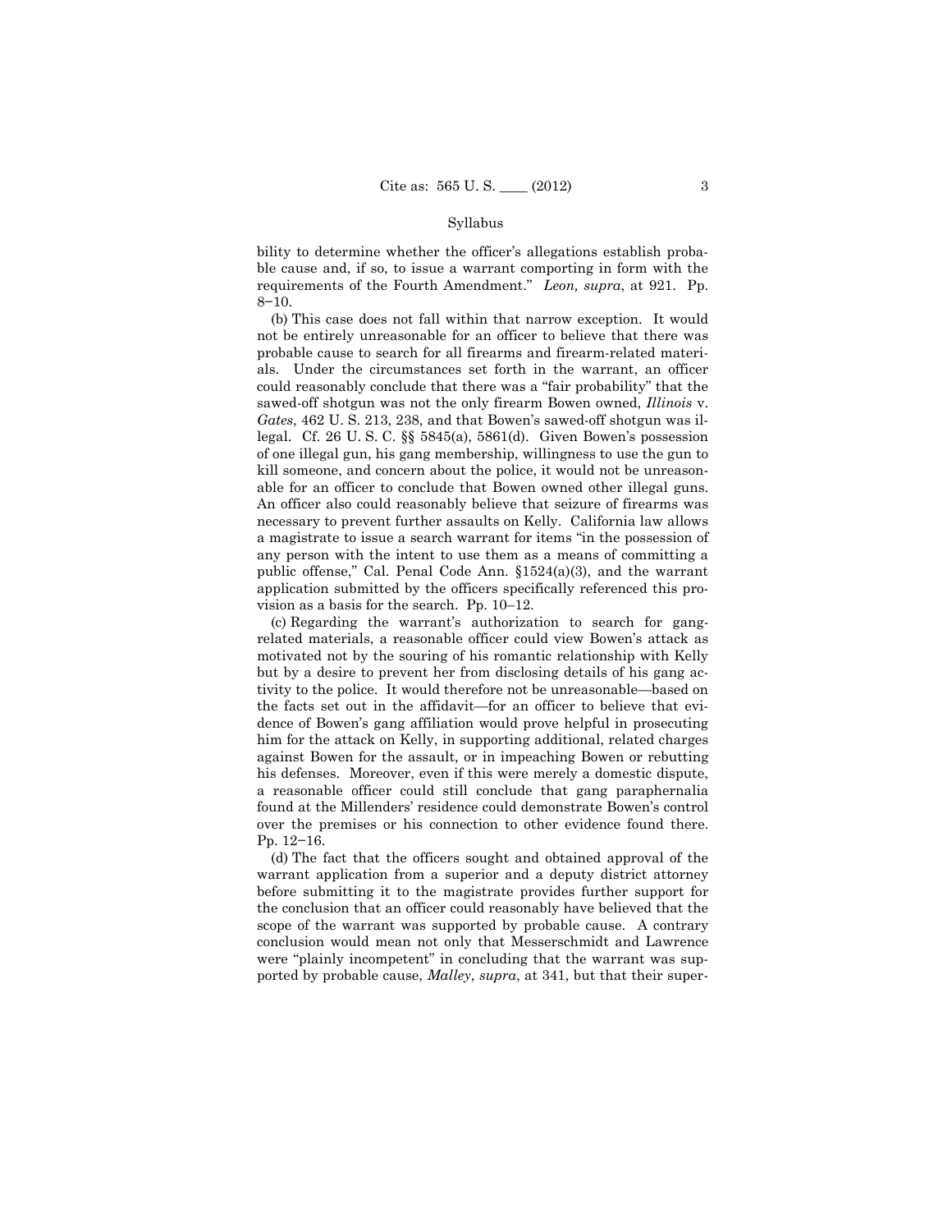bility to determine whether the officer's allegations establish probable cause and, if so, to issue a warrant comporting in form with the requirements of the Fourth Amendment." *Leon, supra*, at 921. Pp. 8–10.

(b) This case does not fall within that narrow exception. It would not be entirely unreasonable for an officer to believe that there was probable cause to search for all firearms and firearm-related materials. Under the circumstances set forth in the warrant, an officer could reasonably conclude that there was a "fair probability" that the sawed-off shotgun was not the only firearm Bowen owned, *Illinois* v. *Gates*, 462 U. S. 213, 238, and that Bowen's sawed-off shotgun was illegal. Cf. 26 U. S. C. §§ 5845(a), 5861(d). Given Bowen's possession of one illegal gun, his gang membership, willingness to use the gun to kill someone, and concern about the police, it would not be unreasonable for an officer to conclude that Bowen owned other illegal guns. An officer also could reasonably believe that seizure of firearms was necessary to prevent further assaults on Kelly. California law allows a magistrate to issue a search warrant for items "in the possession of any person with the intent to use them as a means of committing a public offense," Cal. Penal Code Ann. §1524(a)(3), and the warrant application submitted by the officers specifically referenced this provision as a basis for the search. Pp. 10–12.

(c) Regarding the warrant's authorization to search for gang-related materials, a reasonable officer could view Bowen's attack as motivated not by the souring of his romantic relationship with Kelly but by a desire to prevent her from disclosing details of his gang activity to the police. It would therefore not be unreasonable—based on the facts set out in the affidavit—for an officer to believe that evidence of Bowen's gang affiliation would prove helpful in prosecuting him for the attack on Kelly, in supporting additional, related charges against Bowen for the assault, or in impeaching Bowen or rebutting his defenses. Moreover, even if this were merely a domestic dispute, a reasonable officer could still conclude that gang paraphernalia found at the Millenders' residence could demonstrate Bowen's control over the premises or his connection to other evidence found there. Pp. 12–16.

(d) The fact that the officers sought and obtained approval of the warrant application from a superior and a deputy district attorney before submitting it to the magistrate provides further support for the conclusion that an officer could reasonably have believed that the scope of the warrant was supported by probable cause. A contrary conclusion would mean not only that Messerschmidt and Lawrence were "plainly incompetent" in concluding that the warrant was supported by probable cause, *Malley*, *supra*, at 341, but that their super-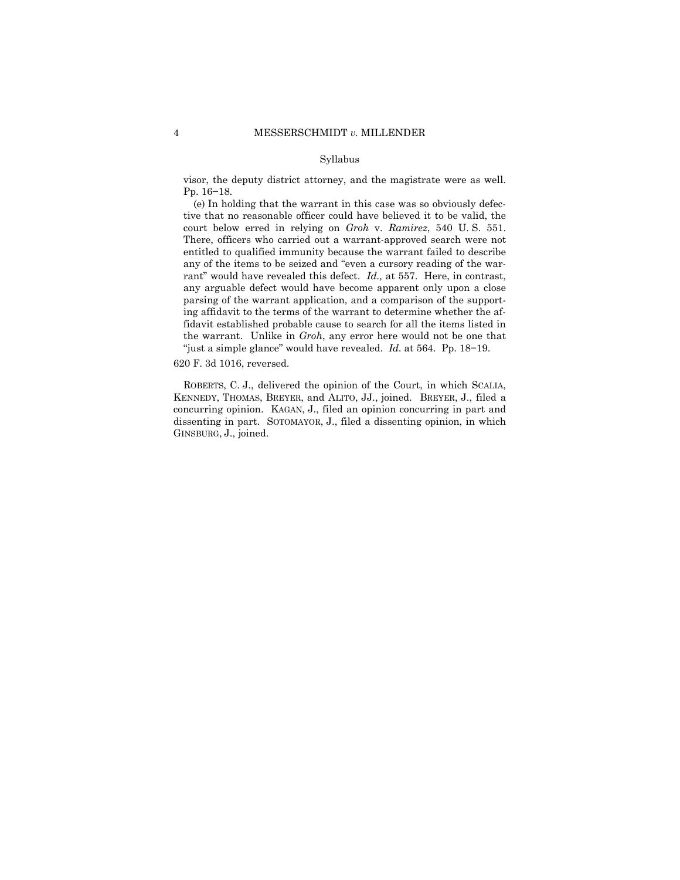visor, the deputy district attorney, and the magistrate were as well. Pp. 16−18.

(e) In holding that the warrant in this case was so obviously defective that no reasonable officer could have believed it to be valid, the court below erred in relying on *Groh* v. *Ramirez*, 540 U. S. 551. There, officers who carried out a warrant-approved search were not entitled to qualified immunity because the warrant failed to describe any of the items to be seized and "even a cursory reading of the warrant" would have revealed this defect. *Id.,* at 557. Here, in contrast, any arguable defect would have become apparent only upon a close parsing of the warrant application, and a comparison of the supporting affidavit to the terms of the warrant to determine whether the affidavit established probable cause to search for all the items listed in the warrant. Unlike in *Groh*, any error here would not be one that "just a simple glance" would have revealed. *Id*. at 564. Pp. 18−19.

620 F. 3d 1016, reversed.

ROBERTS, C. J., delivered the opinion of the Court, in which SCALIA, KENNEDY, THOMAS, BREYER, and ALITO, JJ., joined. BREYER, J., filed a concurring opinion. KAGAN, J., filed an opinion concurring in part and dissenting in part. SOTOMAYOR, J., filed a dissenting opinion, in which GINSBURG, J., joined.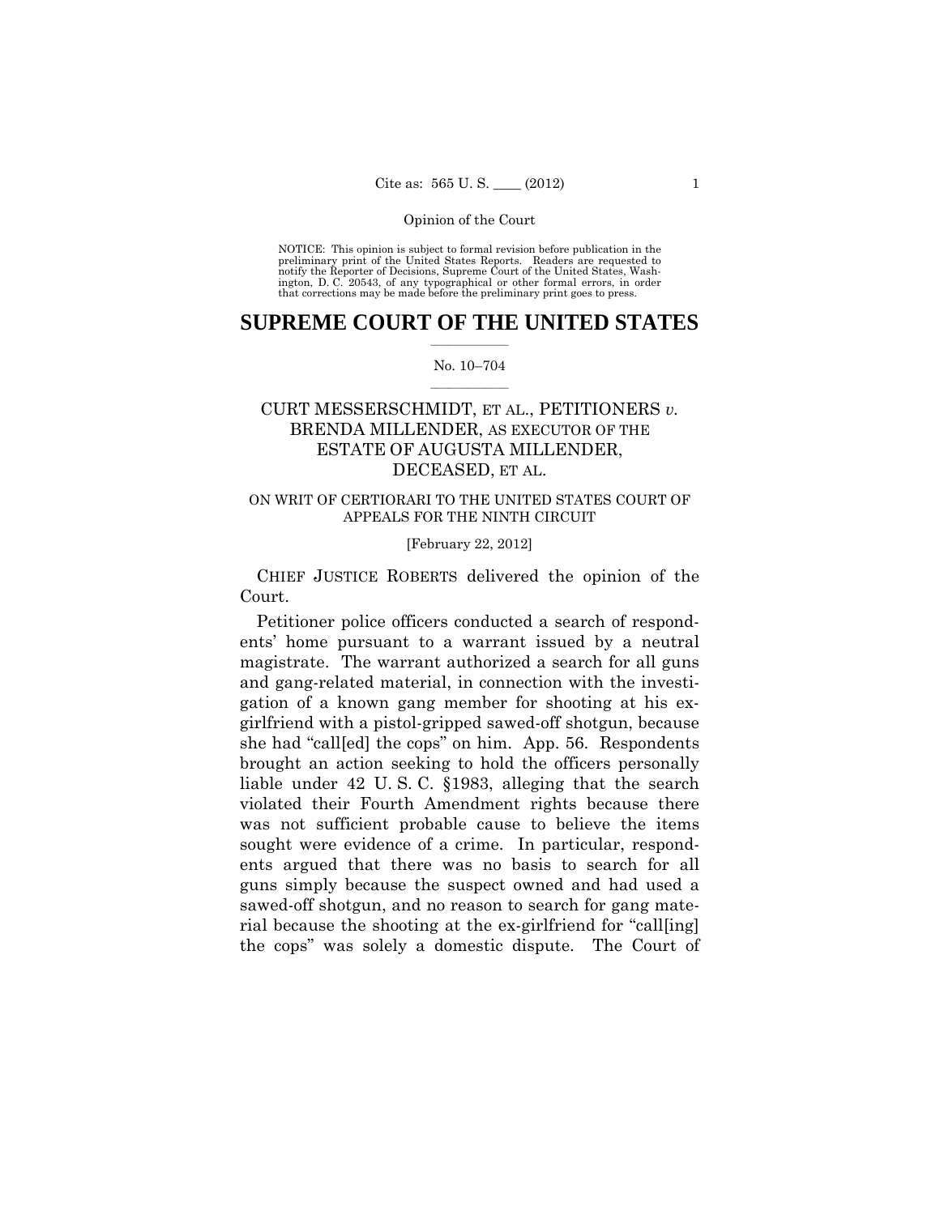NOTICE: This opinion is subject to formal revision before publication in the preliminary print of the United States Reports. Readers are requested to notify the Reporter of Decisions, Supreme Court of the United States, Washington, D. C. 20543, of any typographical or other formal errors, in order that corrections may be made before the preliminary print goes to press.

# SUPREME COURT OF THE UNITED STATES

No. 10–704

CURT MESSERSCHMIDT, ET AL., PETITIONERS *v.* BRENDA MILLENDER, AS EXECUTOR OF THE ESTATE OF AUGUSTA MILLENDER, DECEASED, ET AL.

ON WRIT OF CERTIORARI TO THE UNITED STATES COURT OF APPEALS FOR THE NINTH CIRCUIT

[February 22, 2012]

CHIEF JUSTICE ROBERTS delivered the opinion of the Court.

Petitioner police officers conducted a search of respondents' home pursuant to a warrant issued by a neutral magistrate. The warrant authorized a search for all guns and gang-related material, in connection with the investigation of a known gang member for shooting at his ex-girlfriend with a pistol-gripped sawed-off shotgun, because she had "call[ed] the cops" on him. App. 56. Respondents brought an action seeking to hold the officers personally liable under 42 U. S. C. §1983, alleging that the search violated their Fourth Amendment rights because there was not sufficient probable cause to believe the items sought were evidence of a crime. In particular, respondents argued that there was no basis to search for all guns simply because the suspect owned and had used a sawed-off shotgun, and no reason to search for gang material because the shooting at the ex-girlfriend for "call[ing] the cops" was solely a domestic dispute. The Court of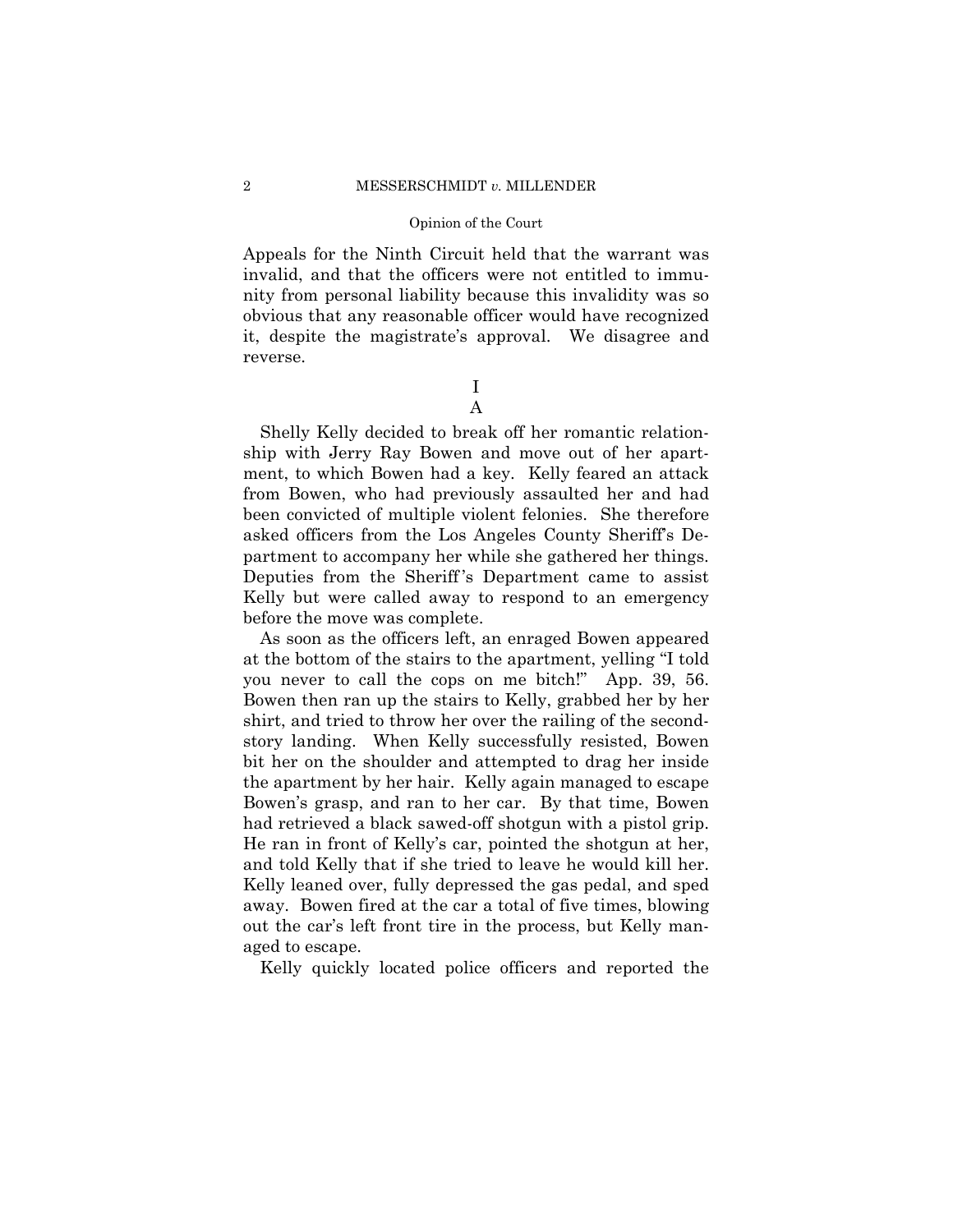Appeals for the Ninth Circuit held that the warrant was invalid, and that the officers were not entitled to immunity from personal liability because this invalidity was so obvious that any reasonable officer would have recognized it, despite the magistrate's approval. We disagree and reverse.

# I

## A

Shelly Kelly decided to break off her romantic relationship with Jerry Ray Bowen and move out of her apartment, to which Bowen had a key. Kelly feared an attack from Bowen, who had previously assaulted her and had been convicted of multiple violent felonies. She therefore asked officers from the Los Angeles County Sheriff's Department to accompany her while she gathered her things. Deputies from the Sheriff's Department came to assist Kelly but were called away to respond to an emergency before the move was complete.

As soon as the officers left, an enraged Bowen appeared at the bottom of the stairs to the apartment, yelling "I told you never to call the cops on me bitch!" App. 39, 56. Bowen then ran up the stairs to Kelly, grabbed her by her shirt, and tried to throw her over the railing of the second-story landing. When Kelly successfully resisted, Bowen bit her on the shoulder and attempted to drag her inside the apartment by her hair. Kelly again managed to escape Bowen's grasp, and ran to her car. By that time, Bowen had retrieved a black sawed-off shotgun with a pistol grip. He ran in front of Kelly's car, pointed the shotgun at her, and told Kelly that if she tried to leave he would kill her. Kelly leaned over, fully depressed the gas pedal, and sped away. Bowen fired at the car a total of five times, blowing out the car's left front tire in the process, but Kelly managed to escape.

Kelly quickly located police officers and reported the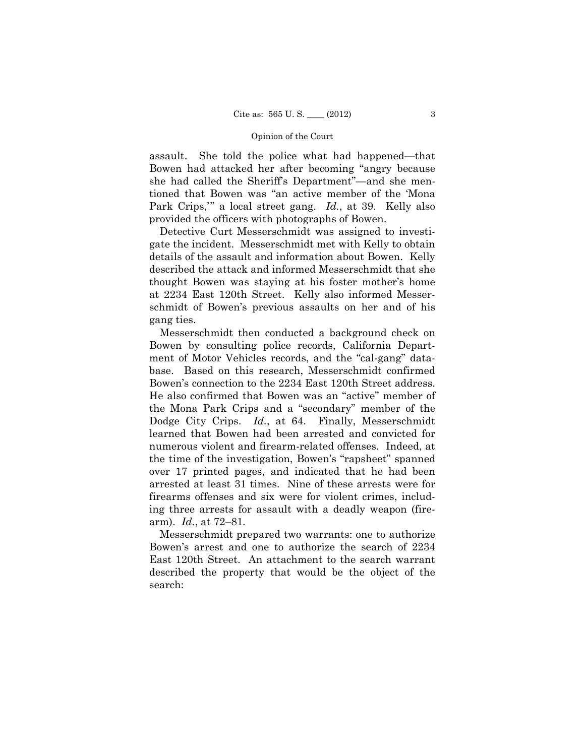assault. She told the police what had happened—that Bowen had attacked her after becoming "angry because she had called the Sheriff's Department"—and she mentioned that Bowen was "an active member of the 'Mona Park Crips,'" a local street gang. *Id.*, at 39. Kelly also provided the officers with photographs of Bowen.

Detective Curt Messerschmidt was assigned to investigate the incident. Messerschmidt met with Kelly to obtain details of the assault and information about Bowen. Kelly described the attack and informed Messerschmidt that she thought Bowen was staying at his foster mother's home at 2234 East 120th Street. Kelly also informed Messerschmidt of Bowen's previous assaults on her and of his gang ties.

Messerschmidt then conducted a background check on Bowen by consulting police records, California Department of Motor Vehicles records, and the "cal-gang" database. Based on this research, Messerschmidt confirmed Bowen's connection to the 2234 East 120th Street address. He also confirmed that Bowen was an "active" member of the Mona Park Crips and a "secondary" member of the Dodge City Crips. *Id.*, at 64. Finally, Messerschmidt learned that Bowen had been arrested and convicted for numerous violent and firearm-related offenses. Indeed, at the time of the investigation, Bowen's "rapsheet" spanned over 17 printed pages, and indicated that he had been arrested at least 31 times. Nine of these arrests were for firearms offenses and six were for violent crimes, including three arrests for assault with a deadly weapon (firearm). *Id.*, at 72–81.

Messerschmidt prepared two warrants: one to authorize Bowen's arrest and one to authorize the search of 2234 East 120th Street. An attachment to the search warrant described the property that would be the object of the search: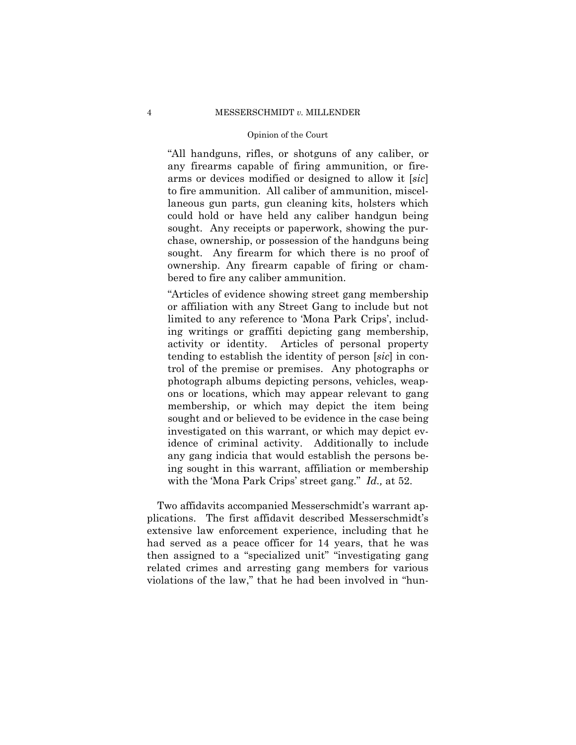> "All handguns, rifles, or shotguns of any caliber, or any firearms capable of firing ammunition, or firearms or devices modified or designed to allow it [*sic*] to fire ammunition. All caliber of ammunition, miscellaneous gun parts, gun cleaning kits, holsters which could hold or have held any caliber handgun being sought. Any receipts or paperwork, showing the purchase, ownership, or possession of the handguns being sought. Any firearm for which there is no proof of ownership. Any firearm capable of firing or chambered to fire any caliber ammunition.
>
> "Articles of evidence showing street gang membership or affiliation with any Street Gang to include but not limited to any reference to 'Mona Park Crips', including writings or graffiti depicting gang membership, activity or identity. Articles of personal property tending to establish the identity of person [*sic*] in control of the premise or premises. Any photographs or photograph albums depicting persons, vehicles, weapons or locations, which may appear relevant to gang membership, or which may depict the item being sought and or believed to be evidence in the case being investigated on this warrant, or which may depict evidence of criminal activity. Additionally to include any gang indicia that would establish the persons being sought in this warrant, affiliation or membership with the 'Mona Park Crips' street gang." *Id.,* at 52.

Two affidavits accompanied Messerschmidt's warrant applications. The first affidavit described Messerschmidt's extensive law enforcement experience, including that he had served as a peace officer for 14 years, that he was then assigned to a "specialized unit" "investigating gang related crimes and arresting gang members for various violations of the law," that he had been involved in "hun-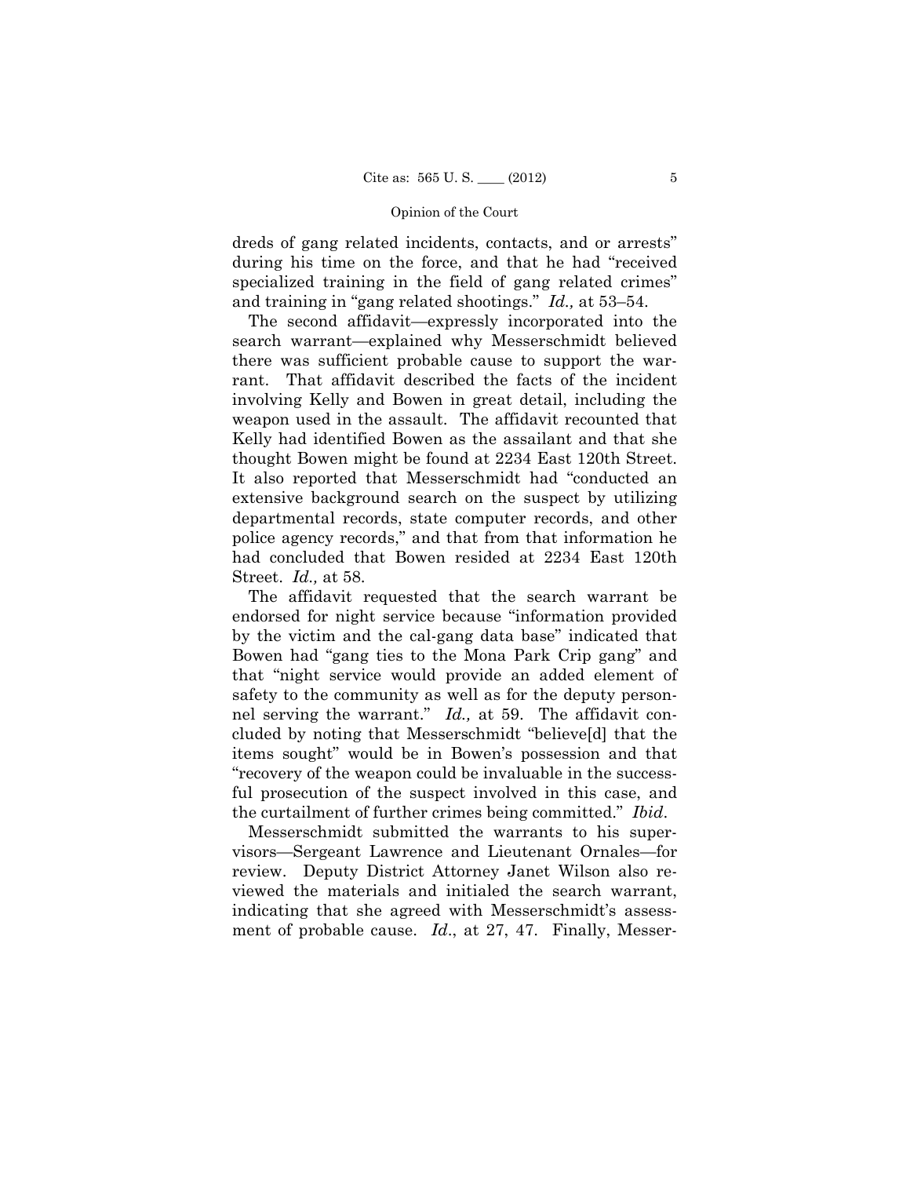dreds of gang related incidents, contacts, and or arrests" during his time on the force, and that he had "received specialized training in the field of gang related crimes" and training in "gang related shootings." *Id.,* at 53–54.

The second affidavit—expressly incorporated into the search warrant—explained why Messerschmidt believed there was sufficient probable cause to support the warrant. That affidavit described the facts of the incident involving Kelly and Bowen in great detail, including the weapon used in the assault. The affidavit recounted that Kelly had identified Bowen as the assailant and that she thought Bowen might be found at 2234 East 120th Street. It also reported that Messerschmidt had "conducted an extensive background search on the suspect by utilizing departmental records, state computer records, and other police agency records," and that from that information he had concluded that Bowen resided at 2234 East 120th Street. *Id.,* at 58.

The affidavit requested that the search warrant be endorsed for night service because "information provided by the victim and the cal-gang data base" indicated that Bowen had "gang ties to the Mona Park Crip gang" and that "night service would provide an added element of safety to the community as well as for the deputy personnel serving the warrant." *Id.,* at 59. The affidavit concluded by noting that Messerschmidt "believe[d] that the items sought" would be in Bowen's possession and that "recovery of the weapon could be invaluable in the successful prosecution of the suspect involved in this case, and the curtailment of further crimes being committed." *Ibid.*

Messerschmidt submitted the warrants to his supervisors—Sergeant Lawrence and Lieutenant Ornales—for review. Deputy District Attorney Janet Wilson also reviewed the materials and initialed the search warrant, indicating that she agreed with Messerschmidt's assessment of probable cause. *Id*., at 27, 47. Finally, Messer-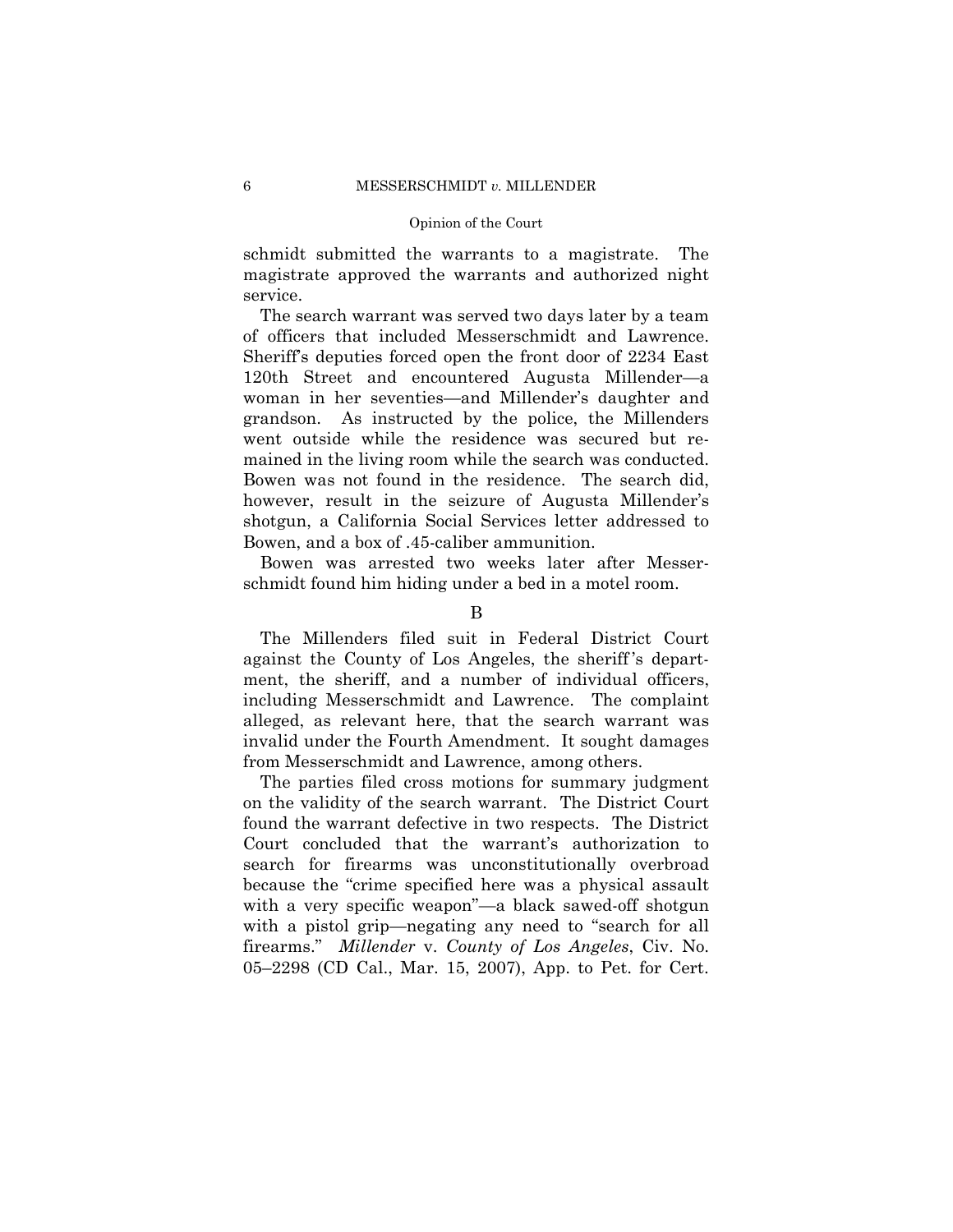schmidt submitted the warrants to a magistrate. The magistrate approved the warrants and authorized night service.

The search warrant was served two days later by a team of officers that included Messerschmidt and Lawrence. Sheriff's deputies forced open the front door of 2234 East 120th Street and encountered Augusta Millender—a woman in her seventies—and Millender's daughter and grandson. As instructed by the police, the Millenders went outside while the residence was secured but remained in the living room while the search was conducted. Bowen was not found in the residence. The search did, however, result in the seizure of Augusta Millender's shotgun, a California Social Services letter addressed to Bowen, and a box of .45-caliber ammunition.

Bowen was arrested two weeks later after Messerschmidt found him hiding under a bed in a motel room.

B

The Millenders filed suit in Federal District Court against the County of Los Angeles, the sheriff's department, the sheriff, and a number of individual officers, including Messerschmidt and Lawrence. The complaint alleged, as relevant here, that the search warrant was invalid under the Fourth Amendment. It sought damages from Messerschmidt and Lawrence, among others.

The parties filed cross motions for summary judgment on the validity of the search warrant. The District Court found the warrant defective in two respects. The District Court concluded that the warrant's authorization to search for firearms was unconstitutionally overbroad because the "crime specified here was a physical assault with a very specific weapon"—a black sawed-off shotgun with a pistol grip—negating any need to "search for all firearms." *Millender* v. *County of Los Angeles*, Civ. No. 05–2298 (CD Cal., Mar. 15, 2007), App. to Pet. for Cert.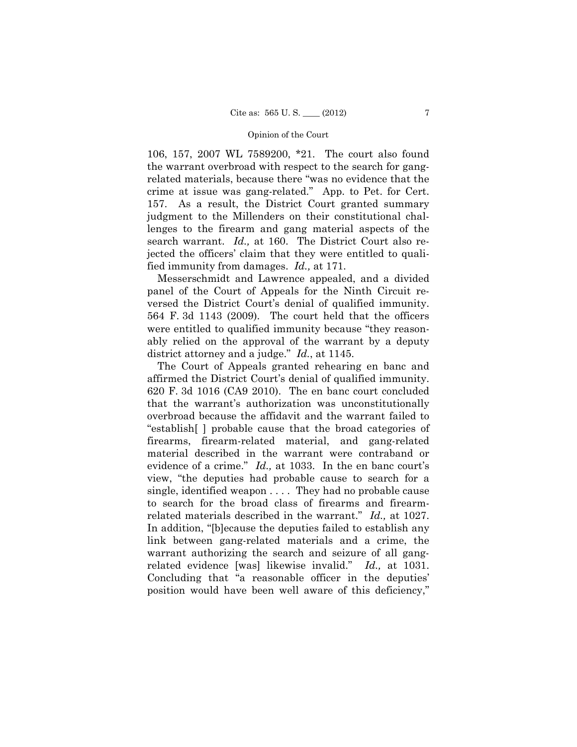106, 157, 2007 WL 7589200, *21. The court also found the warrant overbroad with respect to the search for gang-related materials, because there "was no evidence that the crime at issue was gang-related." App. to Pet. for Cert. 157. As a result, the District Court granted summary judgment to the Millenders on their constitutional challenges to the firearm and gang material aspects of the search warrant. *Id.,* at 160. The District Court also rejected the officers' claim that they were entitled to qualified immunity from damages. *Id.,* at 171.

Messerschmidt and Lawrence appealed, and a divided panel of the Court of Appeals for the Ninth Circuit reversed the District Court's denial of qualified immunity. 564 F. 3d 1143 (2009). The court held that the officers were entitled to qualified immunity because "they reasonably relied on the approval of the warrant by a deputy district attorney and a judge." *Id.*, at 1145.

The Court of Appeals granted rehearing en banc and affirmed the District Court's denial of qualified immunity. 620 F. 3d 1016 (CA9 2010). The en banc court concluded that the warrant's authorization was unconstitutionally overbroad because the affidavit and the warrant failed to "establish[ ] probable cause that the broad categories of firearms, firearm-related material, and gang-related material described in the warrant were contraband or evidence of a crime." *Id.,* at 1033. In the en banc court's view, "the deputies had probable cause to search for a single, identified weapon . . . . They had no probable cause to search for the broad class of firearms and firearm-related materials described in the warrant." *Id.,* at 1027. In addition, "[b]ecause the deputies failed to establish any link between gang-related materials and a crime, the warrant authorizing the search and seizure of all gang-related evidence [was] likewise invalid." *Id.,* at 1031. Concluding that "a reasonable officer in the deputies' position would have been well aware of this deficiency,"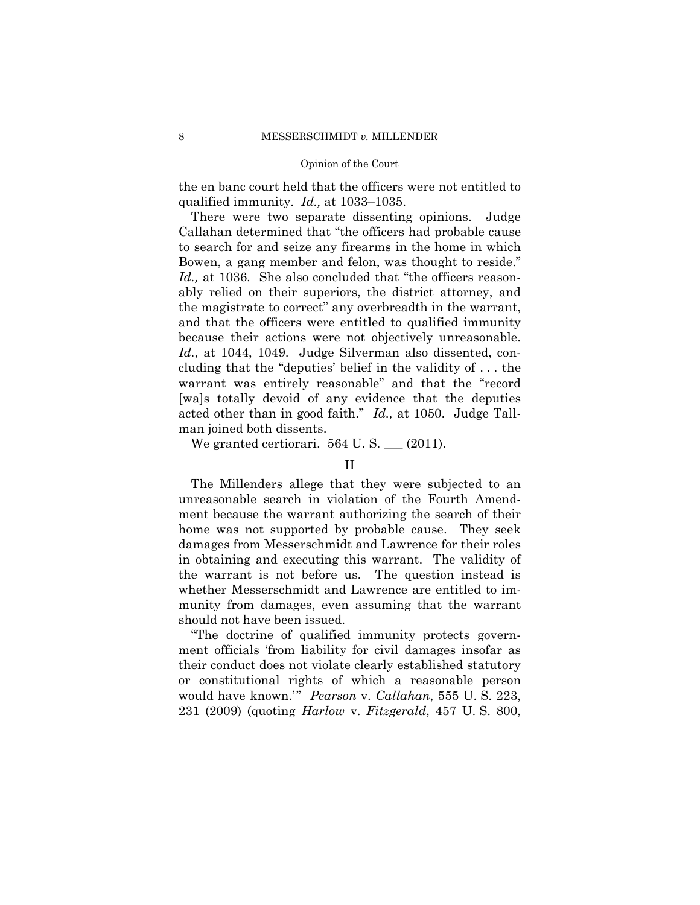the en banc court held that the officers were not entitled to qualified immunity. *Id.,* at 1033–1035.

There were two separate dissenting opinions. Judge Callahan determined that "the officers had probable cause to search for and seize any firearms in the home in which Bowen, a gang member and felon, was thought to reside." *Id.,* at 1036. She also concluded that "the officers reasonably relied on their superiors, the district attorney, and the magistrate to correct" any overbreadth in the warrant, and that the officers were entitled to qualified immunity because their actions were not objectively unreasonable. *Id.,* at 1044, 1049. Judge Silverman also dissented, concluding that the "deputies' belief in the validity of . . . the warrant was entirely reasonable" and that the "record [wa]s totally devoid of any evidence that the deputies acted other than in good faith." *Id.,* at 1050. Judge Tallman joined both dissents.

We granted certiorari. 564 U. S. ___ (2011).

## II

The Millenders allege that they were subjected to an unreasonable search in violation of the Fourth Amendment because the warrant authorizing the search of their home was not supported by probable cause. They seek damages from Messerschmidt and Lawrence for their roles in obtaining and executing this warrant. The validity of the warrant is not before us. The question instead is whether Messerschmidt and Lawrence are entitled to immunity from damages, even assuming that the warrant should not have been issued.

"The doctrine of qualified immunity protects government officials 'from liability for civil damages insofar as their conduct does not violate clearly established statutory or constitutional rights of which a reasonable person would have known.'" *Pearson* v. *Callahan*, 555 U. S. 223, 231 (2009) (quoting *Harlow* v. *Fitzgerald*, 457 U. S. 800,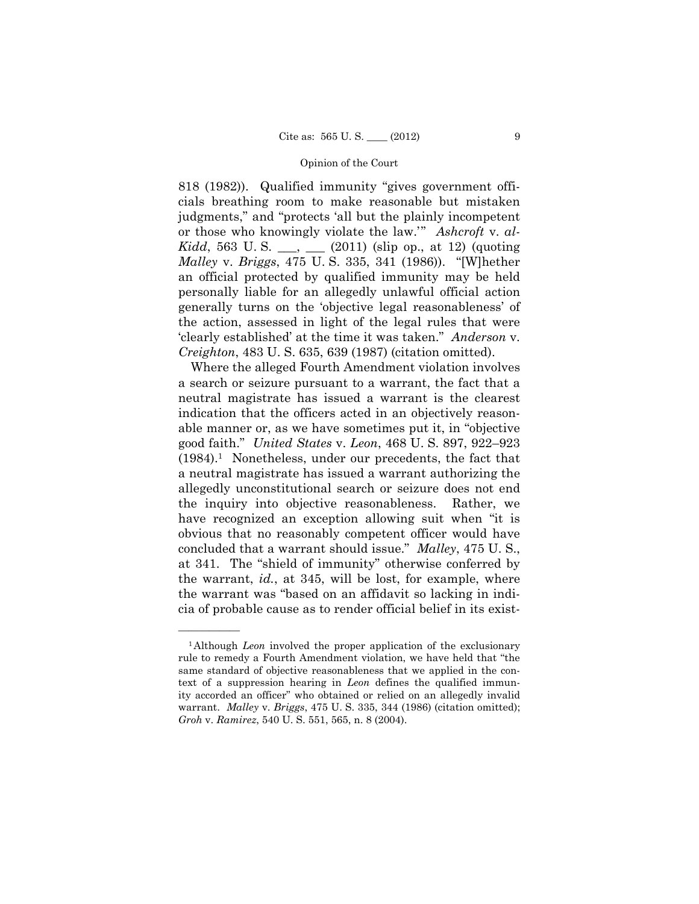818 (1982)). Qualified immunity "gives government officials breathing room to make reasonable but mistaken judgments," and "protects 'all but the plainly incompetent or those who knowingly violate the law.'" *Ashcroft* v. *al-Kidd*, 563 U. S. ___, ___ (2011) (slip op., at 12) (quoting *Malley* v. *Briggs*, 475 U. S. 335, 341 (1986)). "[W]hether an official protected by qualified immunity may be held personally liable for an allegedly unlawful official action generally turns on the 'objective legal reasonableness' of the action, assessed in light of the legal rules that were 'clearly established' at the time it was taken." *Anderson* v. *Creighton*, 483 U. S. 635, 639 (1987) (citation omitted).

Where the alleged Fourth Amendment violation involves a search or seizure pursuant to a warrant, the fact that a neutral magistrate has issued a warrant is the clearest indication that the officers acted in an objectively reasonable manner or, as we have sometimes put it, in "objective good faith." *United States* v. *Leon*, 468 U. S. 897, 922–923 (1984).[1] Nonetheless, under our precedents, the fact that a neutral magistrate has issued a warrant authorizing the allegedly unconstitutional search or seizure does not end the inquiry into objective reasonableness. Rather, we have recognized an exception allowing suit when "it is obvious that no reasonably competent officer would have concluded that a warrant should issue." *Malley*, 475 U. S., at 341. The "shield of immunity" otherwise conferred by the warrant, *id.*, at 345, will be lost, for example, where the warrant was "based on an affidavit so lacking in indicia of probable cause as to render official belief in its exist-

---

[1] Although *Leon* involved the proper application of the exclusionary rule to remedy a Fourth Amendment violation, we have held that "the same standard of objective reasonableness that we applied in the context of a suppression hearing in *Leon* defines the qualified immunity accorded an officer" who obtained or relied on an allegedly invalid warrant. *Malley* v. *Briggs*, 475 U. S. 335, 344 (1986) (citation omitted); *Groh* v. *Ramirez*, 540 U. S. 551, 565, n. 8 (2004).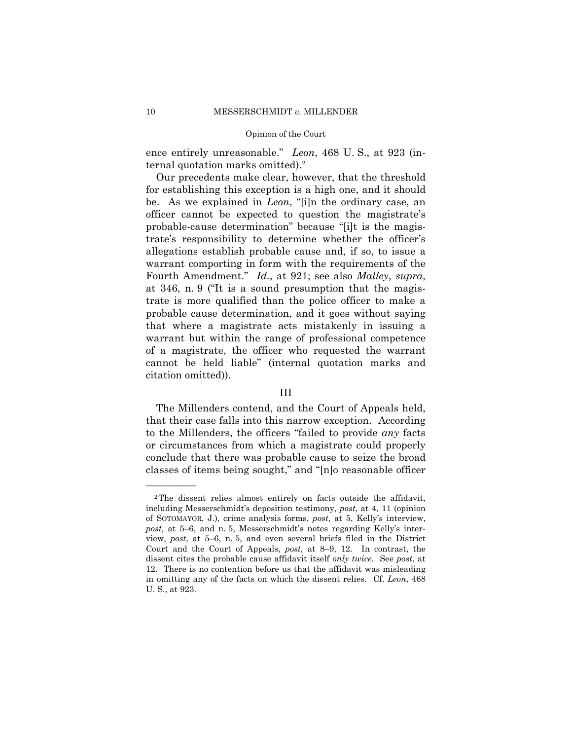ence entirely unreasonable." *Leon*, 468 U. S., at 923 (internal quotation marks omitted).[2]

Our precedents make clear, however, that the threshold for establishing this exception is a high one, and it should be. As we explained in *Leon*, "[i]n the ordinary case, an officer cannot be expected to question the magistrate's probable-cause determination" because "[i]t is the magistrate's responsibility to determine whether the officer's allegations establish probable cause and, if so, to issue a warrant comporting in form with the requirements of the Fourth Amendment." *Id.*, at 921; see also *Malley*, *supra*, at 346, n. 9 ("It is a sound presumption that the magistrate is more qualified than the police officer to make a probable cause determination, and it goes without saying that where a magistrate acts mistakenly in issuing a warrant but within the range of professional competence of a magistrate, the officer who requested the warrant cannot be held liable" (internal quotation marks and citation omitted)).

## III

The Millenders contend, and the Court of Appeals held, that their case falls into this narrow exception. According to the Millenders, the officers "failed to provide *any* facts or circumstances from which a magistrate could properly conclude that there was probable cause to seize the broad classes of items being sought," and "[n]o reasonable officer

---

[2] The dissent relies almost entirely on facts outside the affidavit, including Messerschmidt's deposition testimony, *post*, at 4, 11 (opinion of SOTOMAYOR, J.), crime analysis forms, *post*, at 5, Kelly's interview, *post*, at 5–6, and n. 5, Messerschmidt's notes regarding Kelly's interview, *post*, at 5–6, n. 5, and even several briefs filed in the District Court and the Court of Appeals, *post*, at 8–9, 12. In contrast, the dissent cites the probable cause affidavit itself *only twice*. See *post*, at 12. There is no contention before us that the affidavit was misleading in omitting any of the facts on which the dissent relies. Cf. *Leon*, 468 U. S., at 923.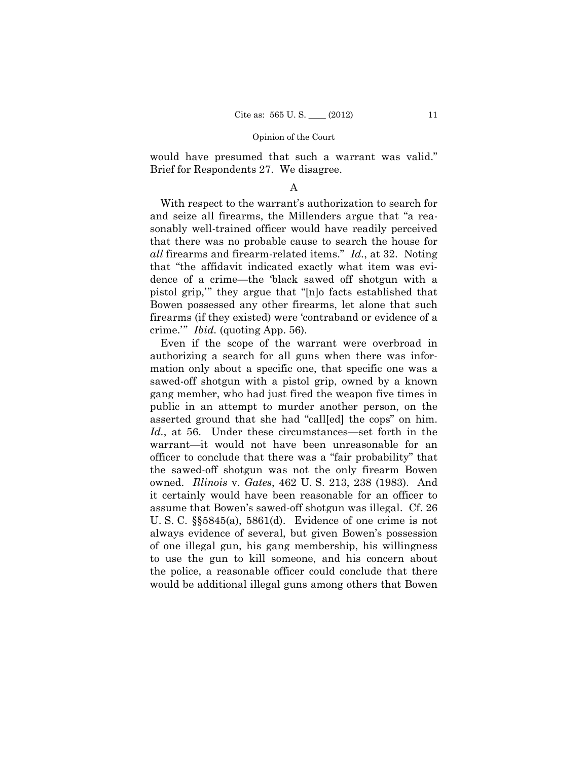would have presumed that such a warrant was valid." Brief for Respondents 27. We disagree.

### A

With respect to the warrant's authorization to search for and seize all firearms, the Millenders argue that "a reasonably well-trained officer would have readily perceived that there was no probable cause to search the house for *all* firearms and firearm-related items." *Id.*, at 32. Noting that "the affidavit indicated exactly what item was evidence of a crime—the 'black sawed off shotgun with a pistol grip,'" they argue that "[n]o facts established that Bowen possessed any other firearms, let alone that such firearms (if they existed) were 'contraband or evidence of a crime.'" *Ibid.* (quoting App. 56).

Even if the scope of the warrant were overbroad in authorizing a search for all guns when there was information only about a specific one, that specific one was a sawed-off shotgun with a pistol grip, owned by a known gang member, who had just fired the weapon five times in public in an attempt to murder another person, on the asserted ground that she had "call[ed] the cops" on him. *Id.*, at 56. Under these circumstances—set forth in the warrant—it would not have been unreasonable for an officer to conclude that there was a "fair probability" that the sawed-off shotgun was not the only firearm Bowen owned. *Illinois* v. *Gates*, 462 U. S. 213, 238 (1983). And it certainly would have been reasonable for an officer to assume that Bowen's sawed-off shotgun was illegal. Cf. 26 U. S. C. §§5845(a), 5861(d). Evidence of one crime is not always evidence of several, but given Bowen's possession of one illegal gun, his gang membership, his willingness to use the gun to kill someone, and his concern about the police, a reasonable officer could conclude that there would be additional illegal guns among others that Bowen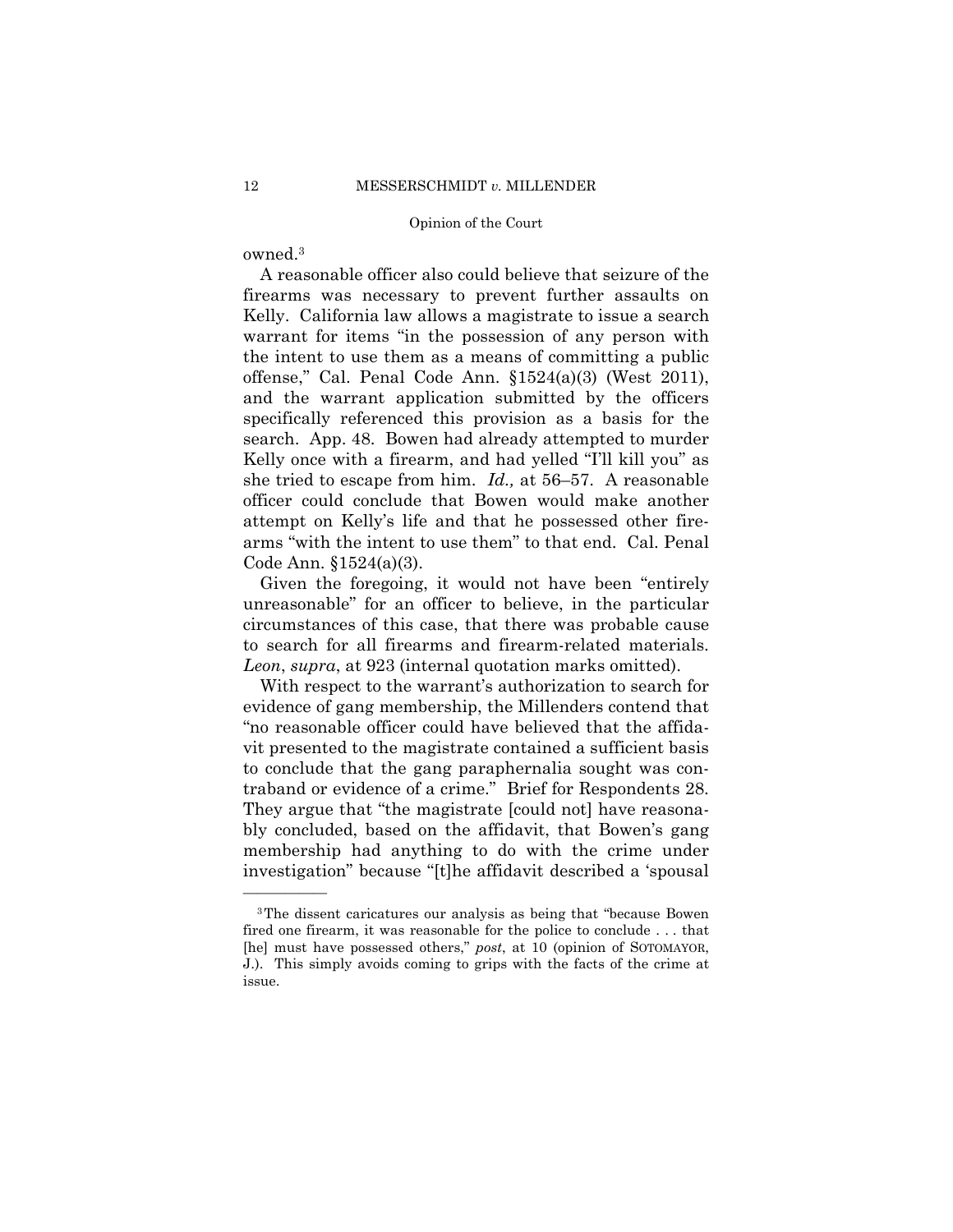owned.[3]

A reasonable officer also could believe that seizure of the firearms was necessary to prevent further assaults on Kelly. California law allows a magistrate to issue a search warrant for items "in the possession of any person with the intent to use them as a means of committing a public offense," Cal. Penal Code Ann. §1524(a)(3) (West 2011), and the warrant application submitted by the officers specifically referenced this provision as a basis for the search. App. 48. Bowen had already attempted to murder Kelly once with a firearm, and had yelled "I'll kill you" as she tried to escape from him. *Id.,* at 56–57. A reasonable officer could conclude that Bowen would make another attempt on Kelly's life and that he possessed other firearms "with the intent to use them" to that end. Cal. Penal Code Ann. §1524(a)(3).

Given the foregoing, it would not have been "entirely unreasonable" for an officer to believe, in the particular circumstances of this case, that there was probable cause to search for all firearms and firearm-related materials. *Leon*, *supra*, at 923 (internal quotation marks omitted).

With respect to the warrant's authorization to search for evidence of gang membership, the Millenders contend that "no reasonable officer could have believed that the affidavit presented to the magistrate contained a sufficient basis to conclude that the gang paraphernalia sought was contraband or evidence of a crime." Brief for Respondents 28. They argue that "the magistrate [could not] have reasonably concluded, based on the affidavit, that Bowen's gang membership had anything to do with the crime under investigation" because "[t]he affidavit described a 'spousal

---

[3] The dissent caricatures our analysis as being that "because Bowen fired one firearm, it was reasonable for the police to conclude . . . that [he] must have possessed others," *post*, at 10 (opinion of SOTOMAYOR, J.). This simply avoids coming to grips with the facts of the crime at issue.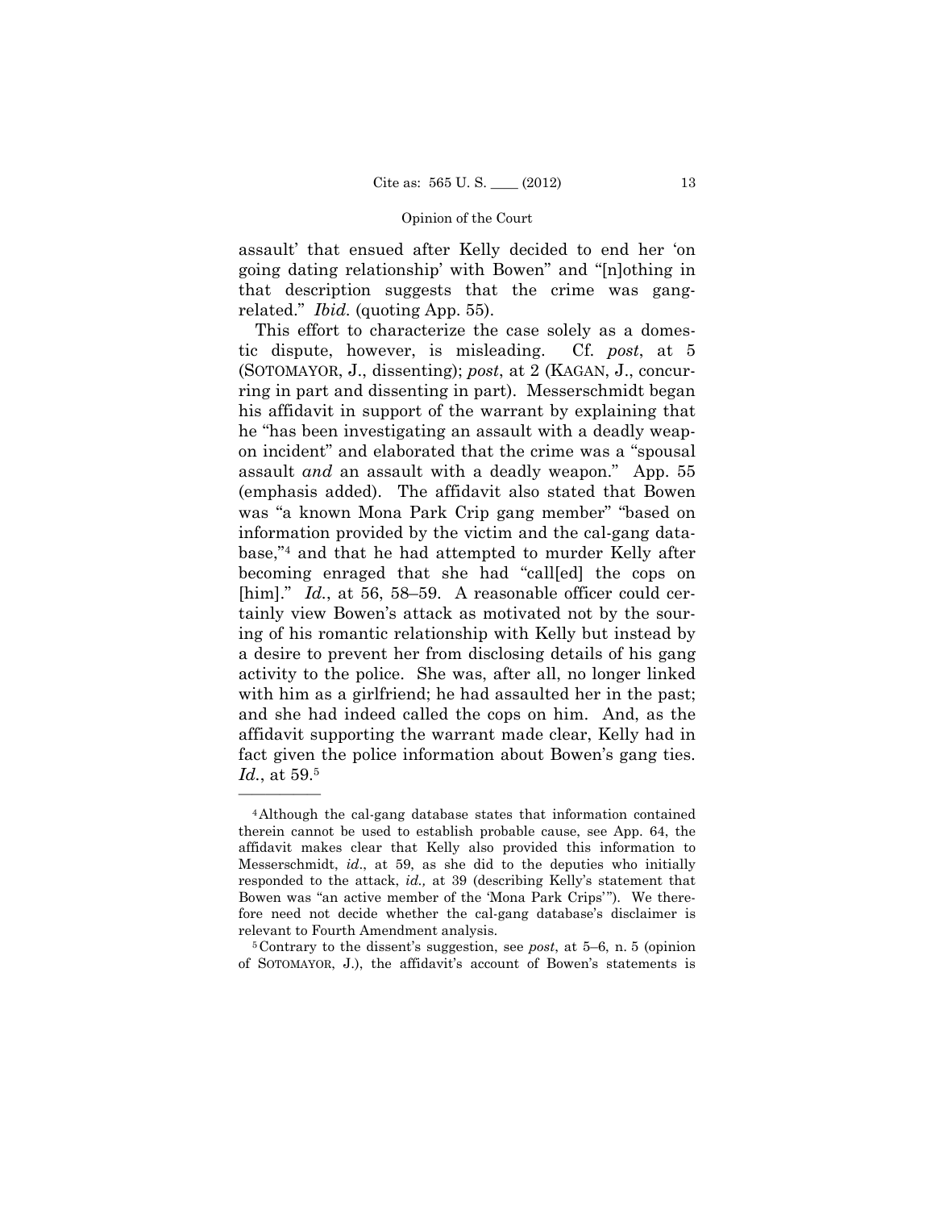assault' that ensued after Kelly decided to end her 'on going dating relationship' with Bowen" and "[n]othing in that description suggests that the crime was gang-related." *Ibid.* (quoting App. 55).

This effort to characterize the case solely as a domestic dispute, however, is misleading. Cf. *post*, at 5 (SOTOMAYOR, J., dissenting); *post*, at 2 (KAGAN, J., concurring in part and dissenting in part). Messerschmidt began his affidavit in support of the warrant by explaining that he "has been investigating an assault with a deadly weapon incident" and elaborated that the crime was a "spousal assault *and* an assault with a deadly weapon." App. 55 (emphasis added). The affidavit also stated that Bowen was "a known Mona Park Crip gang member" "based on information provided by the victim and the cal-gang database,"[4] and that he had attempted to murder Kelly after becoming enraged that she had "call[ed] the cops on [him]." *Id.*, at 56, 58–59. A reasonable officer could certainly view Bowen's attack as motivated not by the souring of his romantic relationship with Kelly but instead by a desire to prevent her from disclosing details of his gang activity to the police. She was, after all, no longer linked with him as a girlfriend; he had assaulted her in the past; and she had indeed called the cops on him. And, as the affidavit supporting the warrant made clear, Kelly had in fact given the police information about Bowen's gang ties. *Id.*, at 59.[5]

---

[4] Although the cal-gang database states that information contained therein cannot be used to establish probable cause, see App. 64, the affidavit makes clear that Kelly also provided this information to Messerschmidt, *id.*, at 59, as she did to the deputies who initially responded to the attack, *id.,* at 39 (describing Kelly's statement that Bowen was "an active member of the 'Mona Park Crips'"). We therefore need not decide whether the cal-gang database's disclaimer is relevant to Fourth Amendment analysis.

[5] Contrary to the dissent's suggestion, see *post*, at 5–6, n. 5 (opinion of SOTOMAYOR, J.), the affidavit's account of Bowen's statements is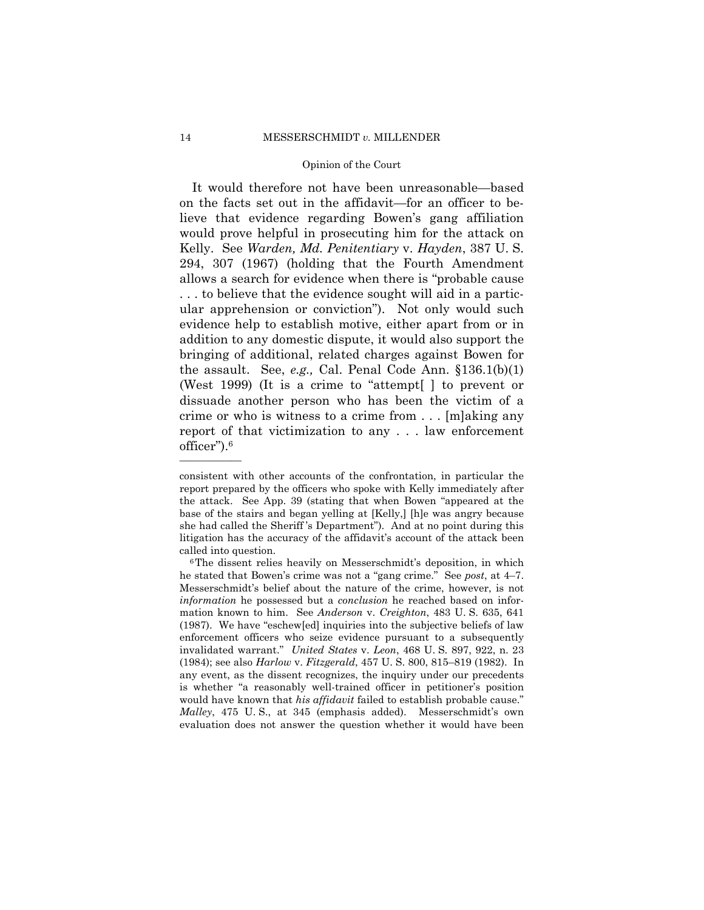It would therefore not have been unreasonable—based on the facts set out in the affidavit—for an officer to believe that evidence regarding Bowen's gang affiliation would prove helpful in prosecuting him for the attack on Kelly. See *Warden, Md. Penitentiary* v. *Hayden*, 387 U. S. 294, 307 (1967) (holding that the Fourth Amendment allows a search for evidence when there is "probable cause . . . to believe that the evidence sought will aid in a particular apprehension or conviction"). Not only would such evidence help to establish motive, either apart from or in addition to any domestic dispute, it would also support the bringing of additional, related charges against Bowen for the assault. See, *e.g.,* Cal. Penal Code Ann. §136.1(b)(1) (West 1999) (It is a crime to "attempt[ ] to prevent or dissuade another person who has been the victim of a crime or who is witness to a crime from . . . [m]aking any report of that victimization to any . . . law enforcement officer").[6]

---

consistent with other accounts of the confrontation, in particular the report prepared by the officers who spoke with Kelly immediately after the attack. See App. 39 (stating that when Bowen "appeared at the base of the stairs and began yelling at [Kelly,] [h]e was angry because she had called the Sheriff's Department"). And at no point during this litigation has the accuracy of the affidavit's account of the attack been called into question.

[6] The dissent relies heavily on Messerschmidt's deposition, in which he stated that Bowen's crime was not a "gang crime." See *post*, at 4–7. Messerschmidt's belief about the nature of the crime, however, is not *information* he possessed but a *conclusion* he reached based on information known to him. See *Anderson* v. *Creighton*, 483 U. S. 635, 641 (1987). We have "eschew[ed] inquiries into the subjective beliefs of law enforcement officers who seize evidence pursuant to a subsequently invalidated warrant." *United States* v. *Leon*, 468 U. S. 897, 922, n. 23 (1984); see also *Harlow* v. *Fitzgerald*, 457 U. S. 800, 815–819 (1982). In any event, as the dissent recognizes, the inquiry under our precedents is whether "a reasonably well-trained officer in petitioner's position would have known that *his affidavit* failed to establish probable cause." *Malley*, 475 U. S., at 345 (emphasis added). Messerschmidt's own evaluation does not answer the question whether it would have been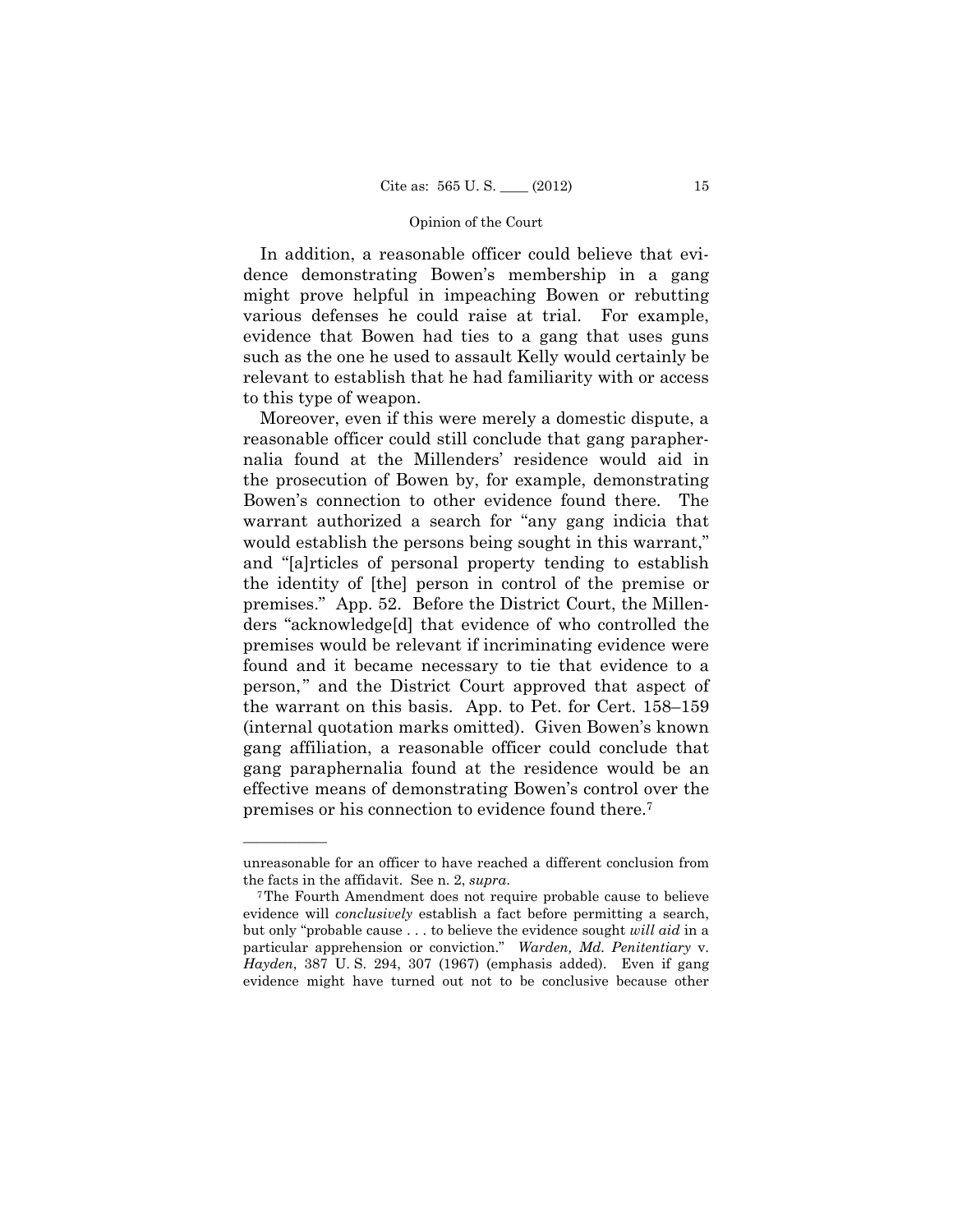In addition, a reasonable officer could believe that evidence demonstrating Bowen's membership in a gang might prove helpful in impeaching Bowen or rebutting various defenses he could raise at trial. For example, evidence that Bowen had ties to a gang that uses guns such as the one he used to assault Kelly would certainly be relevant to establish that he had familiarity with or access to this type of weapon.

Moreover, even if this were merely a domestic dispute, a reasonable officer could still conclude that gang paraphernalia found at the Millenders' residence would aid in the prosecution of Bowen by, for example, demonstrating Bowen's connection to other evidence found there. The warrant authorized a search for "any gang indicia that would establish the persons being sought in this warrant," and "[a]rticles of personal property tending to establish the identity of [the] person in control of the premise or premises." App. 52. Before the District Court, the Millenders "acknowledge[d] that evidence of who controlled the premises would be relevant if incriminating evidence were found and it became necessary to tie that evidence to a person," and the District Court approved that aspect of the warrant on this basis. App. to Pet. for Cert. 158–159 (internal quotation marks omitted). Given Bowen's known gang affiliation, a reasonable officer could conclude that gang paraphernalia found at the residence would be an effective means of demonstrating Bowen's control over the premises or his connection to evidence found there.[7]

---

unreasonable for an officer to have reached a different conclusion from the facts in the affidavit. See n. 2, *supra*.

[7] The Fourth Amendment does not require probable cause to believe evidence will *conclusively* establish a fact before permitting a search, but only "probable cause . . . to believe the evidence sought *will aid* in a particular apprehension or conviction." *Warden, Md. Penitentiary* v. *Hayden*, 387 U. S. 294, 307 (1967) (emphasis added). Even if gang evidence might have turned out not to be conclusive because other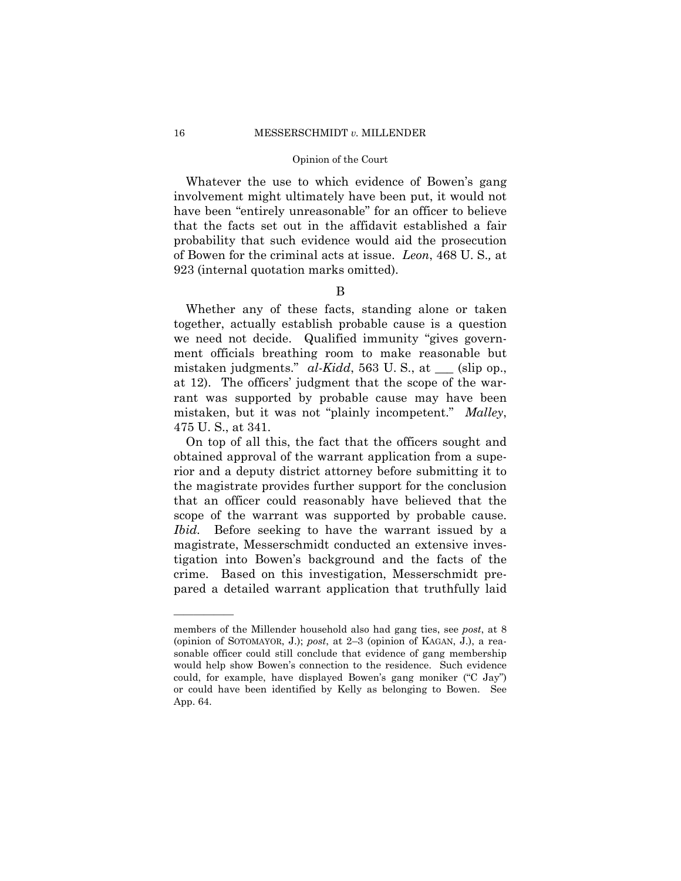Whatever the use to which evidence of Bowen's gang involvement might ultimately have been put, it would not have been "entirely unreasonable" for an officer to believe that the facts set out in the affidavit established a fair probability that such evidence would aid the prosecution of Bowen for the criminal acts at issue. *Leon*, 468 U. S., at 923 (internal quotation marks omitted).

B

Whether any of these facts, standing alone or taken together, actually establish probable cause is a question we need not decide. Qualified immunity "gives government officials breathing room to make reasonable but mistaken judgments." *al-Kidd*, 563 U. S., at ___ (slip op., at 12). The officers' judgment that the scope of the warrant was supported by probable cause may have been mistaken, but it was not "plainly incompetent." *Malley*, 475 U. S., at 341.

On top of all this, the fact that the officers sought and obtained approval of the warrant application from a superior and a deputy district attorney before submitting it to the magistrate provides further support for the conclusion that an officer could reasonably have believed that the scope of the warrant was supported by probable cause. *Ibid.* Before seeking to have the warrant issued by a magistrate, Messerschmidt conducted an extensive investigation into Bowen's background and the facts of the crime. Based on this investigation, Messerschmidt prepared a detailed warrant application that truthfully laid

---

members of the Millender household also had gang ties, see *post*, at 8 (opinion of SOTOMAYOR, J.); *post*, at 2–3 (opinion of KAGAN, J.), a reasonable officer could still conclude that evidence of gang membership would help show Bowen's connection to the residence. Such evidence could, for example, have displayed Bowen's gang moniker ("C Jay") or could have been identified by Kelly as belonging to Bowen. See App. 64.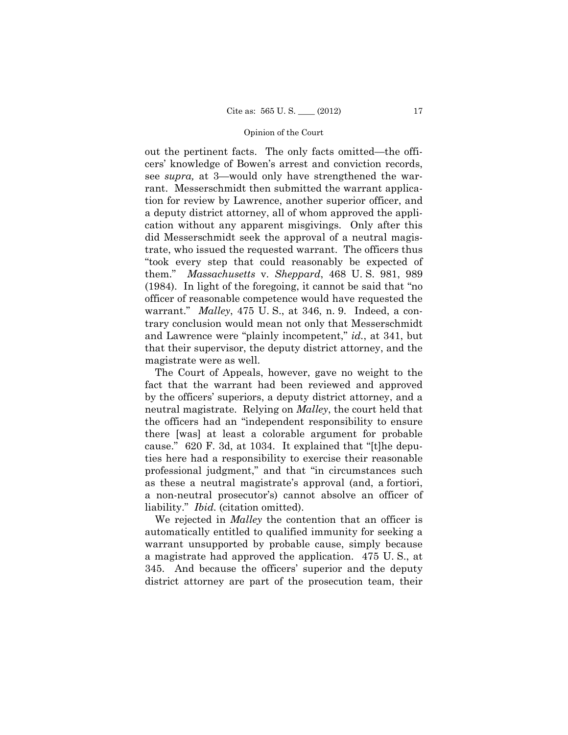out the pertinent facts. The only facts omitted—the officers' knowledge of Bowen's arrest and conviction records, see *supra,* at 3—would only have strengthened the warrant. Messerschmidt then submitted the warrant application for review by Lawrence, another superior officer, and a deputy district attorney, all of whom approved the application without any apparent misgivings. Only after this did Messerschmidt seek the approval of a neutral magistrate, who issued the requested warrant. The officers thus "took every step that could reasonably be expected of them." *Massachusetts* v. *Sheppard*, 468 U. S. 981, 989 (1984). In light of the foregoing, it cannot be said that "no officer of reasonable competence would have requested the warrant." *Malley*, 475 U. S., at 346, n. 9. Indeed, a contrary conclusion would mean not only that Messerschmidt and Lawrence were "plainly incompetent," *id.*, at 341, but that their supervisor, the deputy district attorney, and the magistrate were as well.

The Court of Appeals, however, gave no weight to the fact that the warrant had been reviewed and approved by the officers' superiors, a deputy district attorney, and a neutral magistrate. Relying on *Malley*, the court held that the officers had an "independent responsibility to ensure there [was] at least a colorable argument for probable cause." 620 F. 3d, at 1034. It explained that "[t]he deputies here had a responsibility to exercise their reasonable professional judgment," and that "in circumstances such as these a neutral magistrate's approval (and, a fortiori, a non-neutral prosecutor's) cannot absolve an officer of liability." *Ibid.* (citation omitted).

We rejected in *Malley* the contention that an officer is automatically entitled to qualified immunity for seeking a warrant unsupported by probable cause, simply because a magistrate had approved the application. 475 U. S., at 345. And because the officers' superior and the deputy district attorney are part of the prosecution team, their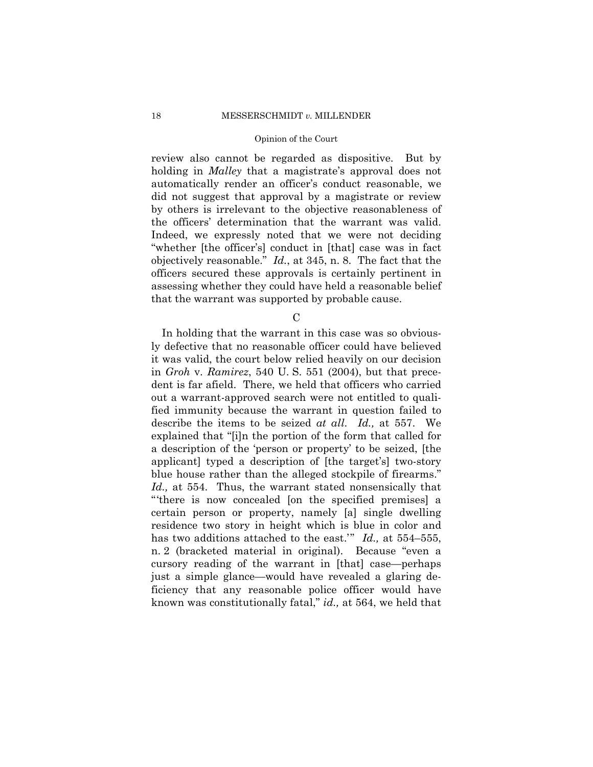review also cannot be regarded as dispositive. But by holding in *Malley* that a magistrate's approval does not automatically render an officer's conduct reasonable, we did not suggest that approval by a magistrate or review by others is irrelevant to the objective reasonableness of the officers' determination that the warrant was valid. Indeed, we expressly noted that we were not deciding "whether [the officer's] conduct in [that] case was in fact objectively reasonable." *Id.*, at 345, n. 8. The fact that the officers secured these approvals is certainly pertinent in assessing whether they could have held a reasonable belief that the warrant was supported by probable cause.

### C

In holding that the warrant in this case was so obviously defective that no reasonable officer could have believed it was valid, the court below relied heavily on our decision in *Groh* v. *Ramirez*, 540 U. S. 551 (2004), but that precedent is far afield. There, we held that officers who carried out a warrant-approved search were not entitled to qualified immunity because the warrant in question failed to describe the items to be seized *at all*. *Id.,* at 557. We explained that "[i]n the portion of the form that called for a description of the 'person or property' to be seized, [the applicant] typed a description of [the target's] two-story blue house rather than the alleged stockpile of firearms." *Id.,* at 554. Thus, the warrant stated nonsensically that "'there is now concealed [on the specified premises] a certain person or property, namely [a] single dwelling residence two story in height which is blue in color and has two additions attached to the east.'" *Id.,* at 554–555, n. 2 (bracketed material in original). Because "even a cursory reading of the warrant in [that] case—perhaps just a simple glance—would have revealed a glaring deficiency that any reasonable police officer would have known was constitutionally fatal," *id.,* at 564, we held that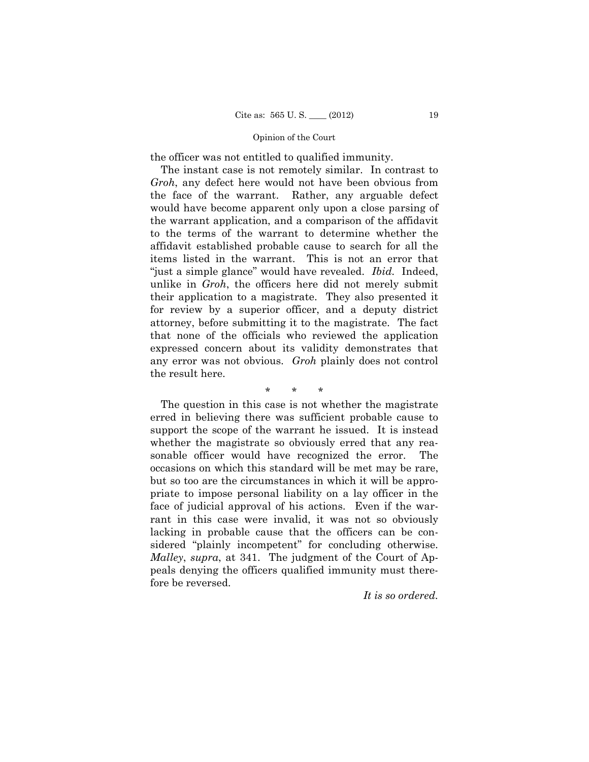the officer was not entitled to qualified immunity.

The instant case is not remotely similar. In contrast to *Groh*, any defect here would not have been obvious from the face of the warrant. Rather, any arguable defect would have become apparent only upon a close parsing of the warrant application, and a comparison of the affidavit to the terms of the warrant to determine whether the affidavit established probable cause to search for all the items listed in the warrant. This is not an error that "just a simple glance" would have revealed. *Ibid.* Indeed, unlike in *Groh*, the officers here did not merely submit their application to a magistrate. They also presented it for review by a superior officer, and a deputy district attorney, before submitting it to the magistrate. The fact that none of the officials who reviewed the application expressed concern about its validity demonstrates that any error was not obvious. *Groh* plainly does not control the result here.

\* \* \*

The question in this case is not whether the magistrate erred in believing there was sufficient probable cause to support the scope of the warrant he issued. It is instead whether the magistrate so obviously erred that any reasonable officer would have recognized the error. The occasions on which this standard will be met may be rare, but so too are the circumstances in which it will be appropriate to impose personal liability on a lay officer in the face of judicial approval of his actions. Even if the warrant in this case were invalid, it was not so obviously lacking in probable cause that the officers can be considered "plainly incompetent" for concluding otherwise. *Malley*, *supra*, at 341. The judgment of the Court of Appeals denying the officers qualified immunity must therefore be reversed.

*It is so ordered.*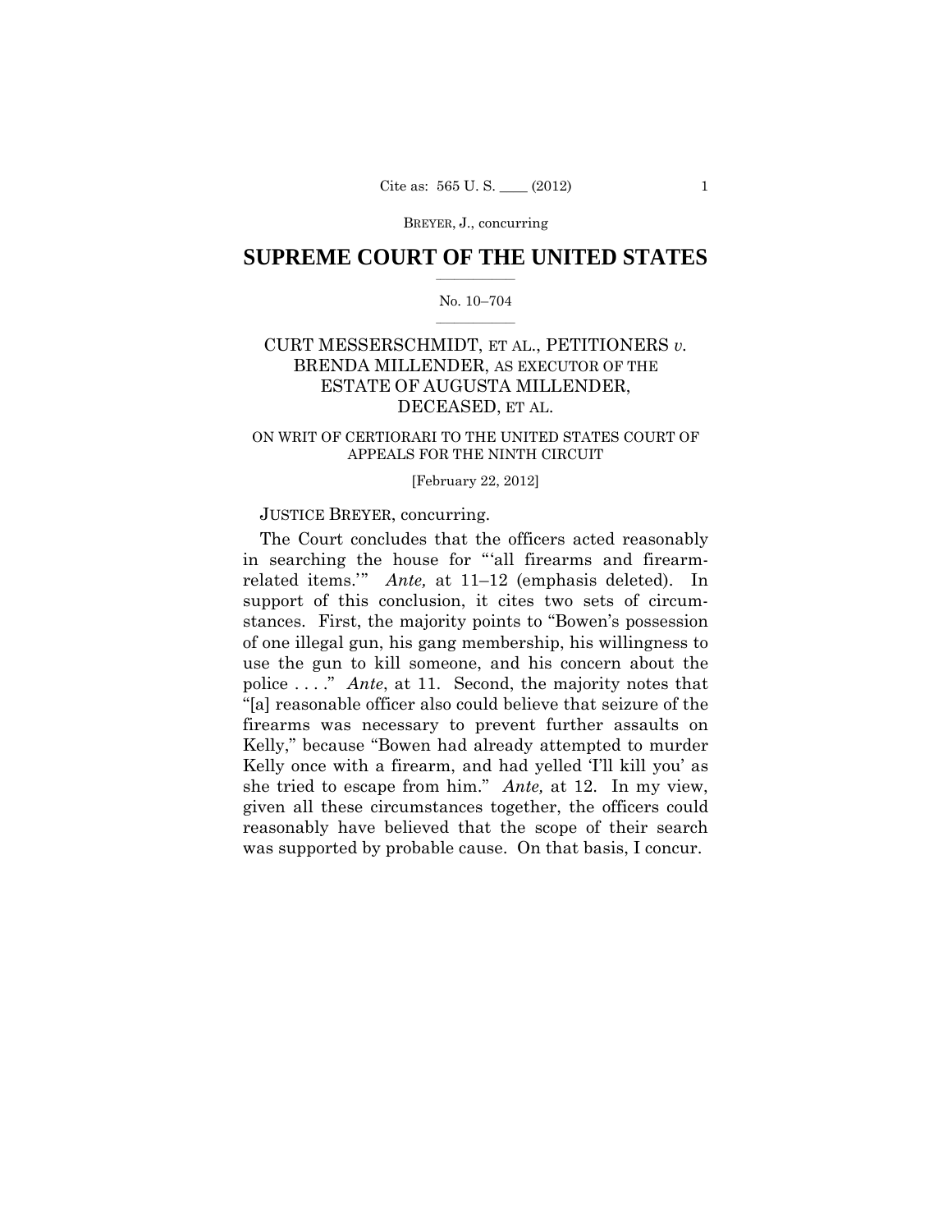# SUPREME COURT OF THE UNITED STATES

No. 10–704

CURT MESSERSCHMIDT, ET AL., PETITIONERS *v.* BRENDA MILLENDER, AS EXECUTOR OF THE ESTATE OF AUGUSTA MILLENDER, DECEASED, ET AL.

ON WRIT OF CERTIORARI TO THE UNITED STATES COURT OF APPEALS FOR THE NINTH CIRCUIT

[February 22, 2012]

JUSTICE BREYER, concurring.

The Court concludes that the officers acted reasonably in searching the house for "'all firearms and firearm-related items.'" *Ante,* at 11–12 (emphasis deleted). In support of this conclusion, it cites two sets of circumstances. First, the majority points to "Bowen's possession of one illegal gun, his gang membership, his willingness to use the gun to kill someone, and his concern about the police . . . ." *Ante*, at 11. Second, the majority notes that "[a] reasonable officer also could believe that seizure of the firearms was necessary to prevent further assaults on Kelly," because "Bowen had already attempted to murder Kelly once with a firearm, and had yelled 'I'll kill you' as she tried to escape from him." *Ante,* at 12. In my view, given all these circumstances together, the officers could reasonably have believed that the scope of their search was supported by probable cause. On that basis, I concur.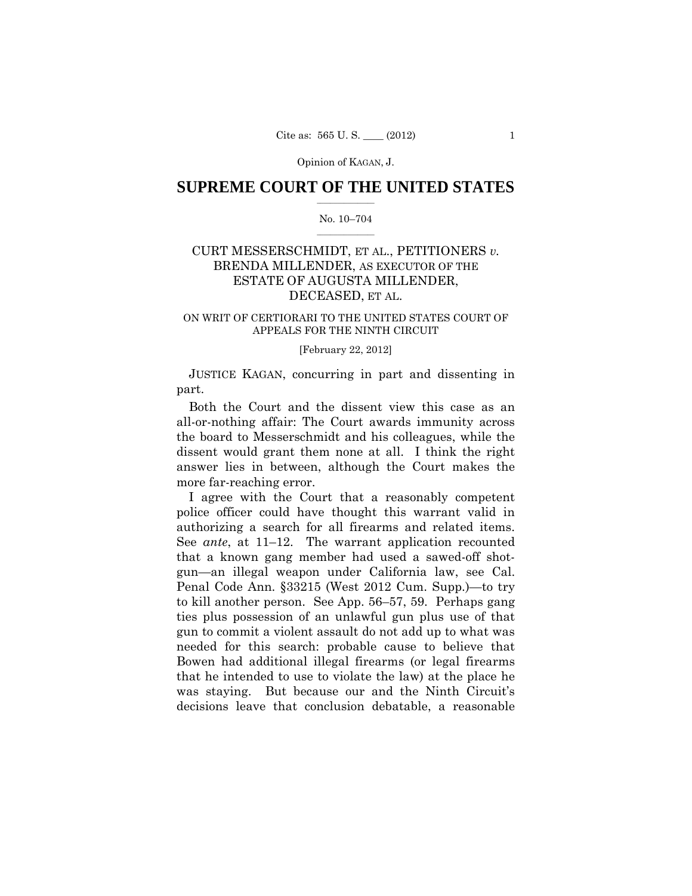# SUPREME COURT OF THE UNITED STATES

No. 10–704

CURT MESSERSCHMIDT, ET AL., PETITIONERS *v.* BRENDA MILLENDER, AS EXECUTOR OF THE ESTATE OF AUGUSTA MILLENDER, DECEASED, ET AL.

ON WRIT OF CERTIORARI TO THE UNITED STATES COURT OF APPEALS FOR THE NINTH CIRCUIT

[February 22, 2012]

JUSTICE KAGAN, concurring in part and dissenting in part.

Both the Court and the dissent view this case as an all-or-nothing affair: The Court awards immunity across the board to Messerschmidt and his colleagues, while the dissent would grant them none at all. I think the right answer lies in between, although the Court makes the more far-reaching error.

I agree with the Court that a reasonably competent police officer could have thought this warrant valid in authorizing a search for all firearms and related items. See *ante*, at 11–12. The warrant application recounted that a known gang member had used a sawed-off shotgun—an illegal weapon under California law, see Cal. Penal Code Ann. §33215 (West 2012 Cum. Supp.)—to try to kill another person. See App. 56–57, 59. Perhaps gang ties plus possession of an unlawful gun plus use of that gun to commit a violent assault do not add up to what was needed for this search: probable cause to believe that Bowen had additional illegal firearms (or legal firearms that he intended to use to violate the law) at the place he was staying. But because our and the Ninth Circuit's decisions leave that conclusion debatable, a reasonable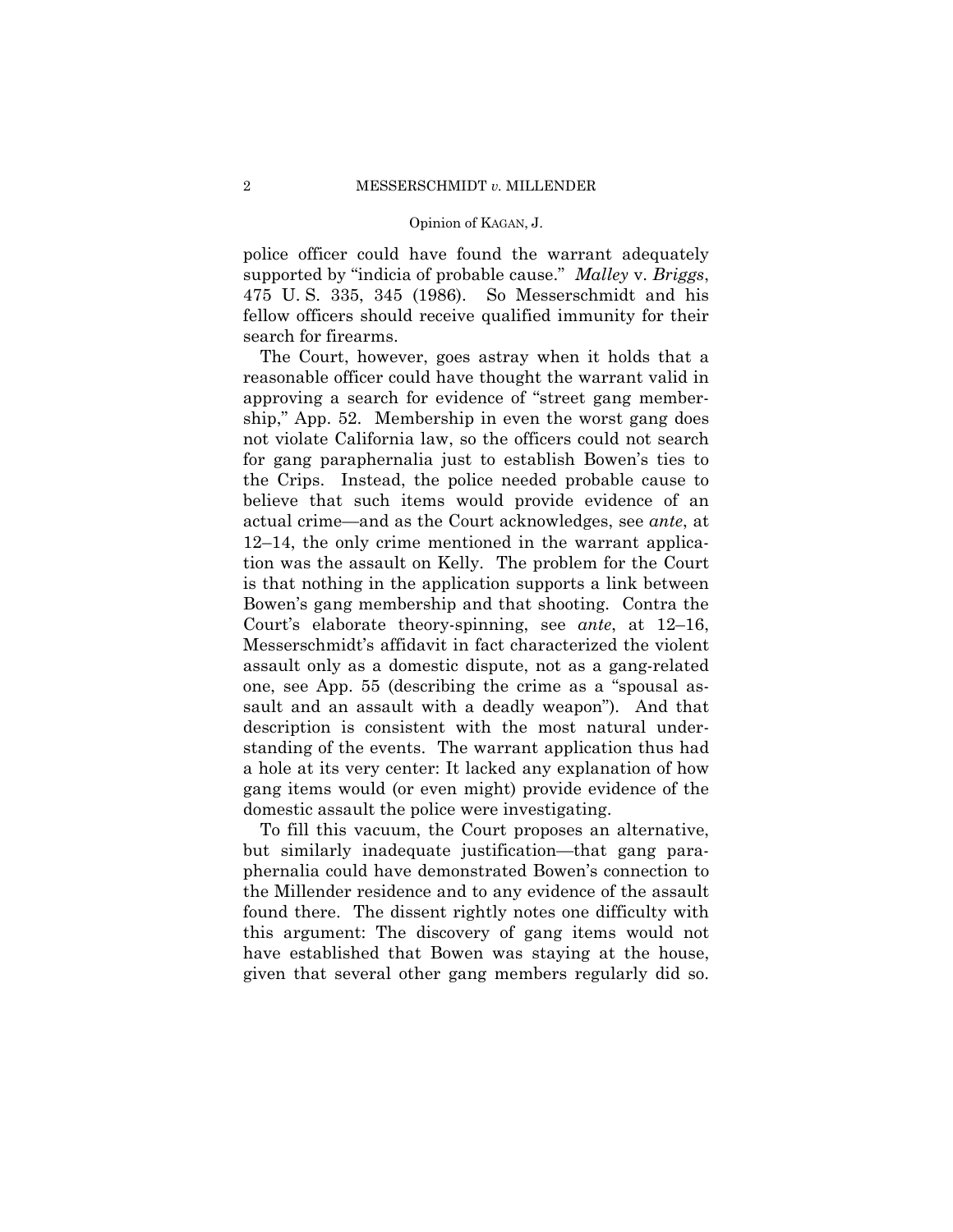police officer could have found the warrant adequately supported by "indicia of probable cause." *Malley* v. *Briggs*, 475 U. S. 335, 345 (1986). So Messerschmidt and his fellow officers should receive qualified immunity for their search for firearms.

The Court, however, goes astray when it holds that a reasonable officer could have thought the warrant valid in approving a search for evidence of "street gang membership," App. 52. Membership in even the worst gang does not violate California law, so the officers could not search for gang paraphernalia just to establish Bowen's ties to the Crips. Instead, the police needed probable cause to believe that such items would provide evidence of an actual crime—and as the Court acknowledges, see *ante*, at 12–14, the only crime mentioned in the warrant application was the assault on Kelly. The problem for the Court is that nothing in the application supports a link between Bowen's gang membership and that shooting. Contra the Court's elaborate theory-spinning, see *ante*, at 12–16, Messerschmidt's affidavit in fact characterized the violent assault only as a domestic dispute, not as a gang-related one, see App. 55 (describing the crime as a "spousal assault and an assault with a deadly weapon"). And that description is consistent with the most natural understanding of the events. The warrant application thus had a hole at its very center: It lacked any explanation of how gang items would (or even might) provide evidence of the domestic assault the police were investigating.

To fill this vacuum, the Court proposes an alternative, but similarly inadequate justification—that gang paraphernalia could have demonstrated Bowen's connection to the Millender residence and to any evidence of the assault found there. The dissent rightly notes one difficulty with this argument: The discovery of gang items would not have established that Bowen was staying at the house, given that several other gang members regularly did so.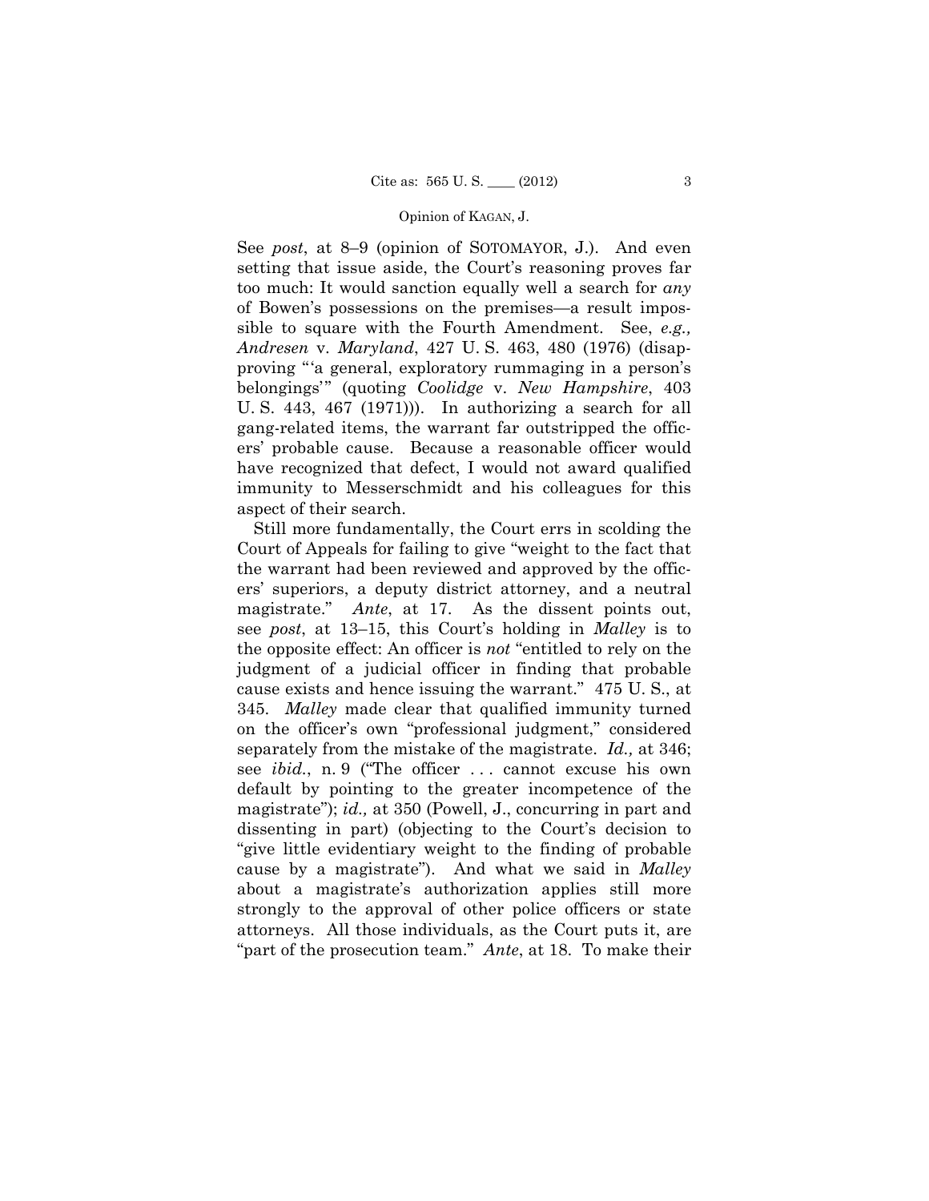See *post*, at 8–9 (opinion of SOTOMAYOR, J.). And even setting that issue aside, the Court's reasoning proves far too much: It would sanction equally well a search for *any* of Bowen's possessions on the premises—a result impossible to square with the Fourth Amendment. See, *e.g., Andresen* v. *Maryland*, 427 U. S. 463, 480 (1976) (disapproving "'a general, exploratory rummaging in a person's belongings'" (quoting *Coolidge* v. *New Hampshire*, 403 U. S. 443, 467 (1971))). In authorizing a search for all gang-related items, the warrant far outstripped the officers' probable cause. Because a reasonable officer would have recognized that defect, I would not award qualified immunity to Messerschmidt and his colleagues for this aspect of their search.

Still more fundamentally, the Court errs in scolding the Court of Appeals for failing to give "weight to the fact that the warrant had been reviewed and approved by the officers' superiors, a deputy district attorney, and a neutral magistrate." *Ante*, at 17. As the dissent points out, see *post*, at 13–15, this Court's holding in *Malley* is to the opposite effect: An officer is *not* "entitled to rely on the judgment of a judicial officer in finding that probable cause exists and hence issuing the warrant." 475 U. S., at 345. *Malley* made clear that qualified immunity turned on the officer's own "professional judgment," considered separately from the mistake of the magistrate. *Id.,* at 346; see *ibid.*, n. 9 ("The officer . . . cannot excuse his own default by pointing to the greater incompetence of the magistrate"); *id.,* at 350 (Powell, J., concurring in part and dissenting in part) (objecting to the Court's decision to "give little evidentiary weight to the finding of probable cause by a magistrate"). And what we said in *Malley* about a magistrate's authorization applies still more strongly to the approval of other police officers or state attorneys. All those individuals, as the Court puts it, are "part of the prosecution team." *Ante*, at 18. To make their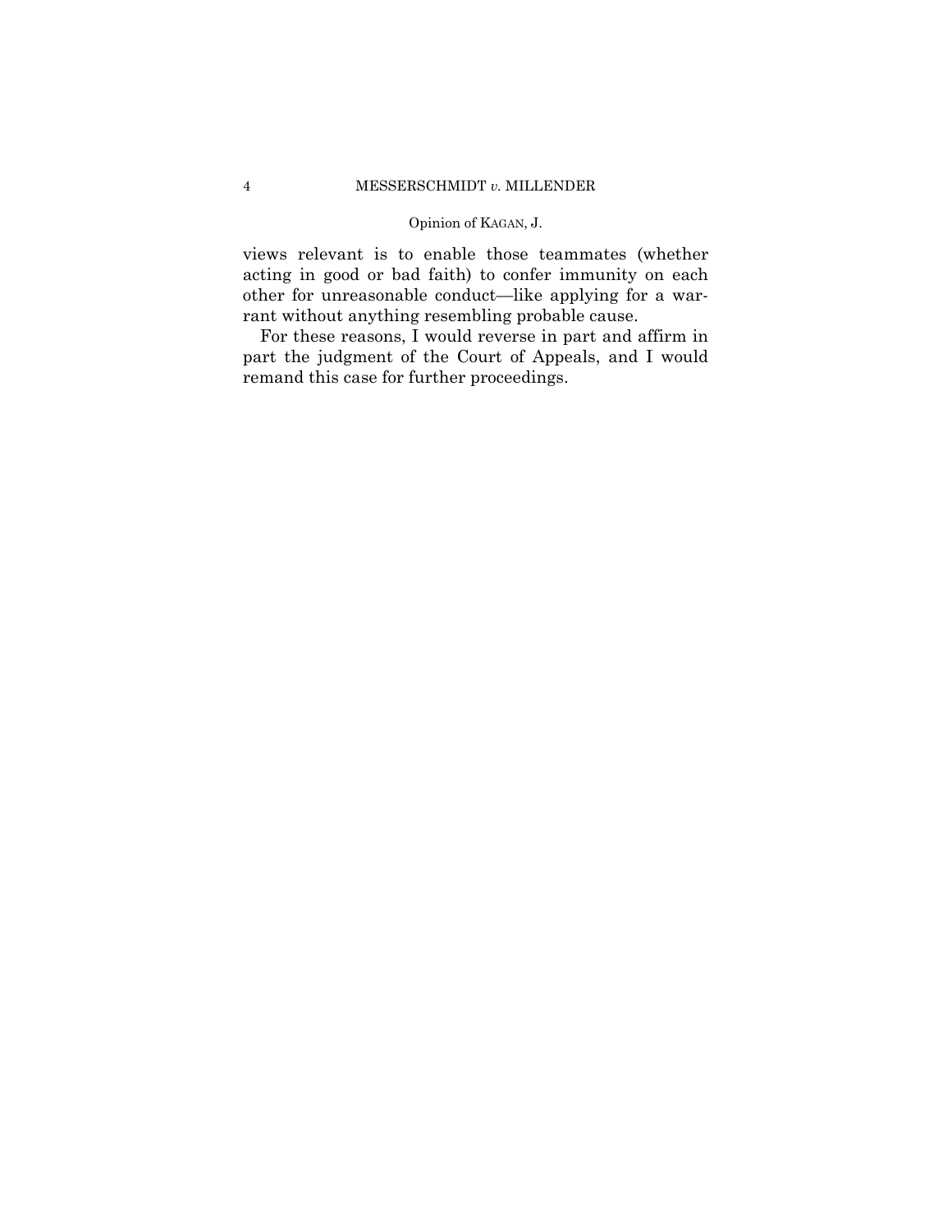views relevant is to enable those teammates (whether acting in good or bad faith) to confer immunity on each other for unreasonable conduct—like applying for a warrant without anything resembling probable cause.

For these reasons, I would reverse in part and affirm in part the judgment of the Court of Appeals, and I would remand this case for further proceedings.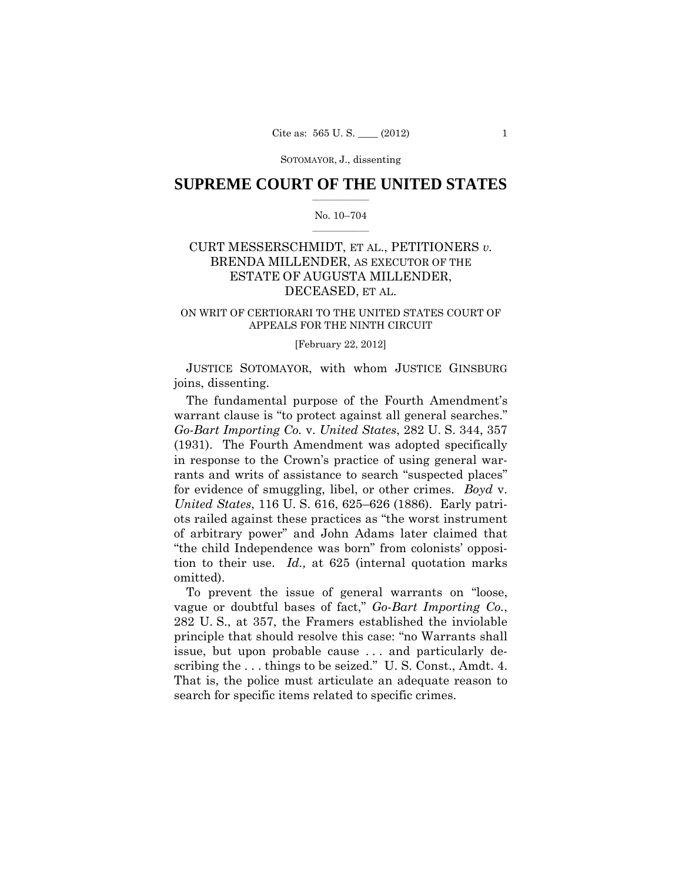# SUPREME COURT OF THE UNITED STATES

No. 10–704

CURT MESSERSCHMIDT, ET AL., PETITIONERS *v.* BRENDA MILLENDER, AS EXECUTOR OF THE ESTATE OF AUGUSTA MILLENDER, DECEASED, ET AL.

ON WRIT OF CERTIORARI TO THE UNITED STATES COURT OF APPEALS FOR THE NINTH CIRCUIT

[February 22, 2012]

JUSTICE SOTOMAYOR, with whom JUSTICE GINSBURG joins, dissenting.

The fundamental purpose of the Fourth Amendment's warrant clause is "to protect against all general searches." *Go-Bart Importing Co.* v. *United States*, 282 U. S. 344, 357 (1931). The Fourth Amendment was adopted specifically in response to the Crown's practice of using general warrants and writs of assistance to search "suspected places" for evidence of smuggling, libel, or other crimes. *Boyd* v. *United States*, 116 U. S. 616, 625–626 (1886). Early patriots railed against these practices as "the worst instrument of arbitrary power" and John Adams later claimed that "the child Independence was born" from colonists' opposition to their use. *Id.,* at 625 (internal quotation marks omitted).

To prevent the issue of general warrants on "loose, vague or doubtful bases of fact," *Go-Bart Importing Co.*, 282 U. S., at 357, the Framers established the inviolable principle that should resolve this case: "no Warrants shall issue, but upon probable cause . . . and particularly describing the . . . things to be seized." U. S. Const., Amdt. 4. That is, the police must articulate an adequate reason to search for specific items related to specific crimes.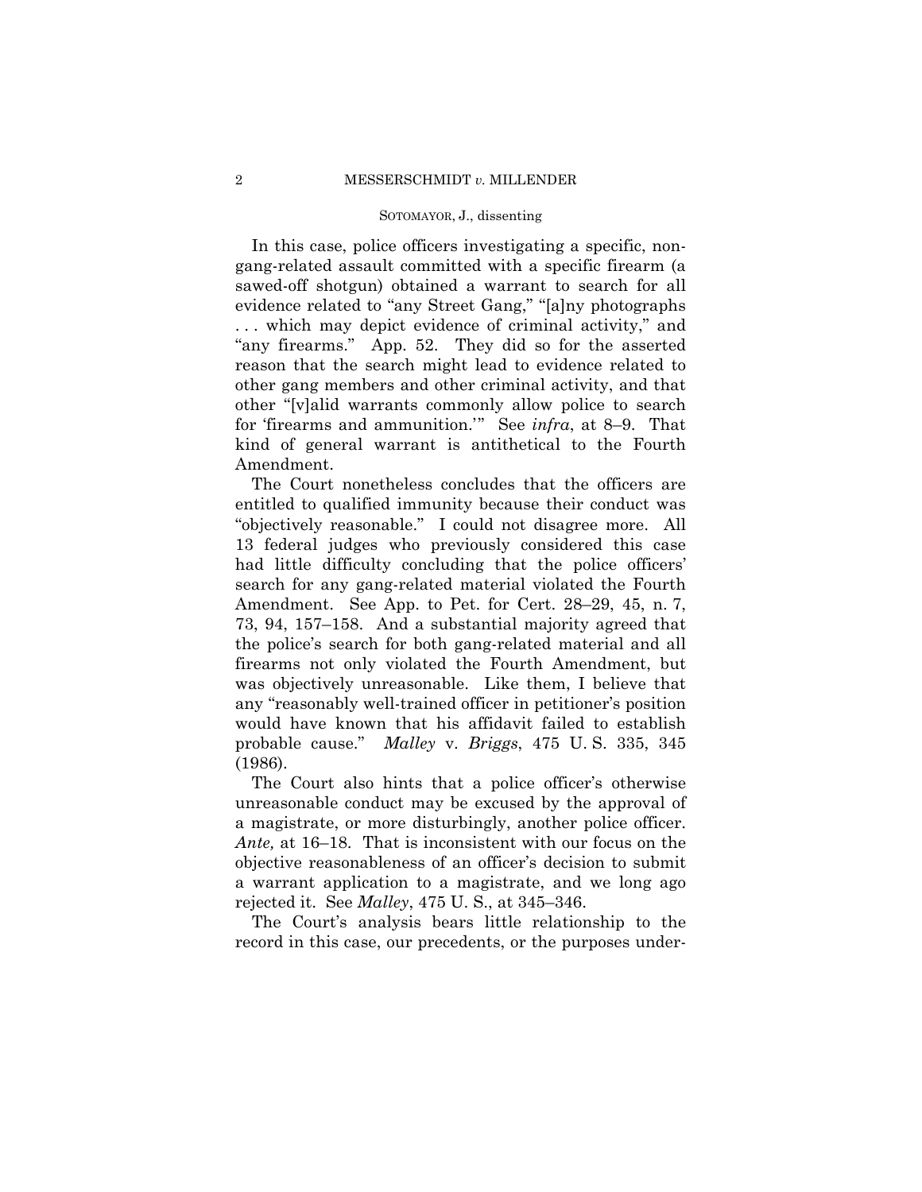In this case, police officers investigating a specific, non-gang-related assault committed with a specific firearm (a sawed-off shotgun) obtained a warrant to search for all evidence related to "any Street Gang," "[a]ny photographs . . . which may depict evidence of criminal activity," and "any firearms." App. 52. They did so for the asserted reason that the search might lead to evidence related to other gang members and other criminal activity, and that other "[v]alid warrants commonly allow police to search for 'firearms and ammunition.'" See *infra*, at 8–9. That kind of general warrant is antithetical to the Fourth Amendment.

The Court nonetheless concludes that the officers are entitled to qualified immunity because their conduct was "objectively reasonable." I could not disagree more. All 13 federal judges who previously considered this case had little difficulty concluding that the police officers' search for any gang-related material violated the Fourth Amendment. See App. to Pet. for Cert. 28–29, 45, n. 7, 73, 94, 157–158. And a substantial majority agreed that the police's search for both gang-related material and all firearms not only violated the Fourth Amendment, but was objectively unreasonable. Like them, I believe that any "reasonably well-trained officer in petitioner's position would have known that his affidavit failed to establish probable cause." *Malley* v. *Briggs*, 475 U. S. 335, 345 (1986).

The Court also hints that a police officer's otherwise unreasonable conduct may be excused by the approval of a magistrate, or more disturbingly, another police officer. *Ante,* at 16–18. That is inconsistent with our focus on the objective reasonableness of an officer's decision to submit a warrant application to a magistrate, and we long ago rejected it. See *Malley*, 475 U. S., at 345–346.

The Court's analysis bears little relationship to the record in this case, our precedents, or the purposes under-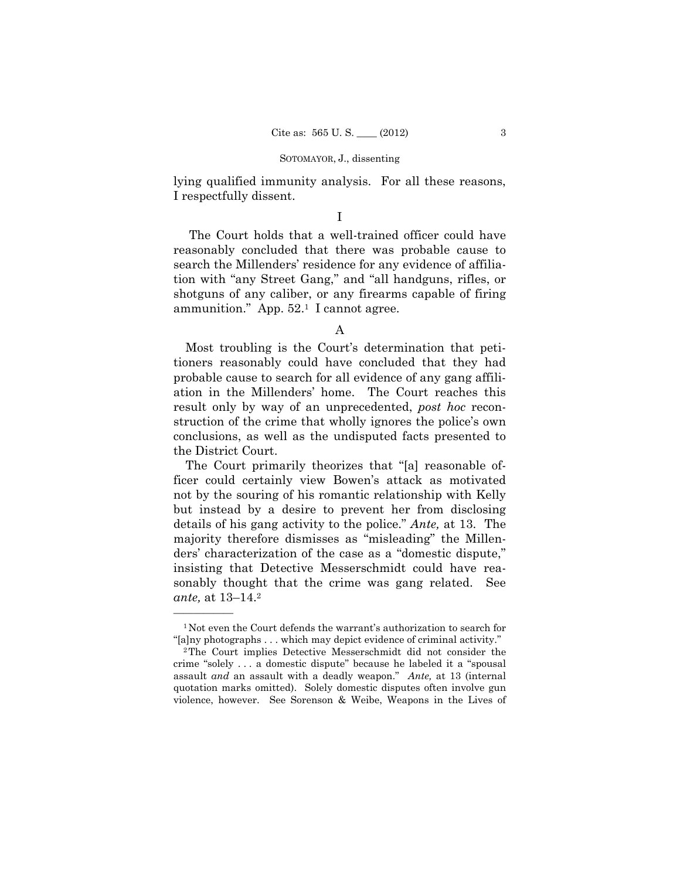lying qualified immunity analysis. For all these reasons, I respectfully dissent.

I

The Court holds that a well-trained officer could have reasonably concluded that there was probable cause to search the Millenders' residence for any evidence of affiliation with "any Street Gang," and "all handguns, rifles, or shotguns of any caliber, or any firearms capable of firing ammunition." App. 52.[1] I cannot agree.

A

Most troubling is the Court's determination that petitioners reasonably could have concluded that they had probable cause to search for all evidence of any gang affiliation in the Millenders' home. The Court reaches this result only by way of an unprecedented, *post hoc* reconstruction of the crime that wholly ignores the police's own conclusions, as well as the undisputed facts presented to the District Court.

The Court primarily theorizes that "[a] reasonable officer could certainly view Bowen's attack as motivated not by the souring of his romantic relationship with Kelly but instead by a desire to prevent her from disclosing details of his gang activity to the police." *Ante,* at 13. The majority therefore dismisses as "misleading" the Millenders' characterization of the case as a "domestic dispute," insisting that Detective Messerschmidt could have reasonably thought that the crime was gang related. See *ante,* at 13–14.[2]

---

[1] Not even the Court defends the warrant's authorization to search for "[a]ny photographs . . . which may depict evidence of criminal activity."

[2] The Court implies Detective Messerschmidt did not consider the crime "solely . . . a domestic dispute" because he labeled it a "spousal assault *and* an assault with a deadly weapon." *Ante,* at 13 (internal quotation marks omitted). Solely domestic disputes often involve gun violence, however. See Sorenson & Weibe, Weapons in the Lives of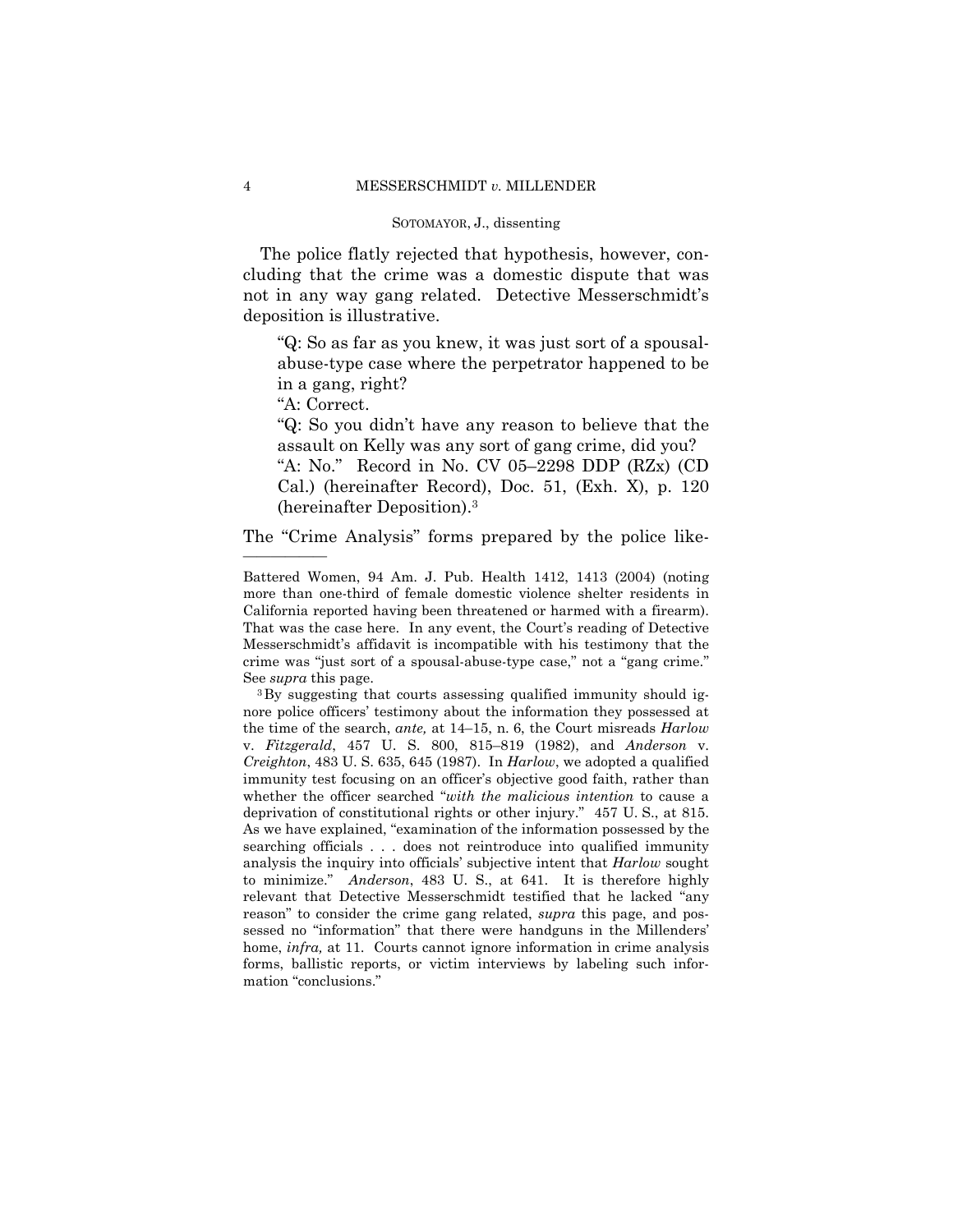The police flatly rejected that hypothesis, however, concluding that the crime was a domestic dispute that was not in any way gang related. Detective Messerschmidt's deposition is illustrative.

> "Q: So as far as you knew, it was just sort of a spousal-abuse-type case where the perpetrator happened to be in a gang, right?
>
> "A: Correct.
>
> "Q: So you didn't have any reason to believe that the assault on Kelly was any sort of gang crime, did you?
>
> "A: No." Record in No. CV 05–2298 DDP (RZx) (CD Cal.) (hereinafter Record), Doc. 51, (Exh. X), p. 120 (hereinafter Deposition).[3]

The "Crime Analysis" forms prepared by the police like-

---

Battered Women, 94 Am. J. Pub. Health 1412, 1413 (2004) (noting more than one-third of female domestic violence shelter residents in California reported having been threatened or harmed with a firearm). That was the case here. In any event, the Court's reading of Detective Messerschmidt's affidavit is incompatible with his testimony that the crime was "just sort of a spousal-abuse-type case," not a "gang crime." See *supra* this page.

[3] By suggesting that courts assessing qualified immunity should ignore police officers' testimony about the information they possessed at the time of the search, *ante,* at 14–15, n. 6, the Court misreads *Harlow* v. *Fitzgerald*, 457 U. S. 800, 815–819 (1982), and *Anderson* v. *Creighton*, 483 U. S. 635, 645 (1987). In *Harlow*, we adopted a qualified immunity test focusing on an officer's objective good faith, rather than whether the officer searched "*with the malicious intention* to cause a deprivation of constitutional rights or other injury." 457 U. S., at 815. As we have explained, "examination of the information possessed by the searching officials . . . does not reintroduce into qualified immunity analysis the inquiry into officials' subjective intent that *Harlow* sought to minimize." *Anderson*, 483 U. S., at 641. It is therefore highly relevant that Detective Messerschmidt testified that he lacked "any reason" to consider the crime gang related, *supra* this page, and possessed no "information" that there were handguns in the Millenders' home, *infra,* at 11. Courts cannot ignore information in crime analysis forms, ballistic reports, or victim interviews by labeling such information "conclusions."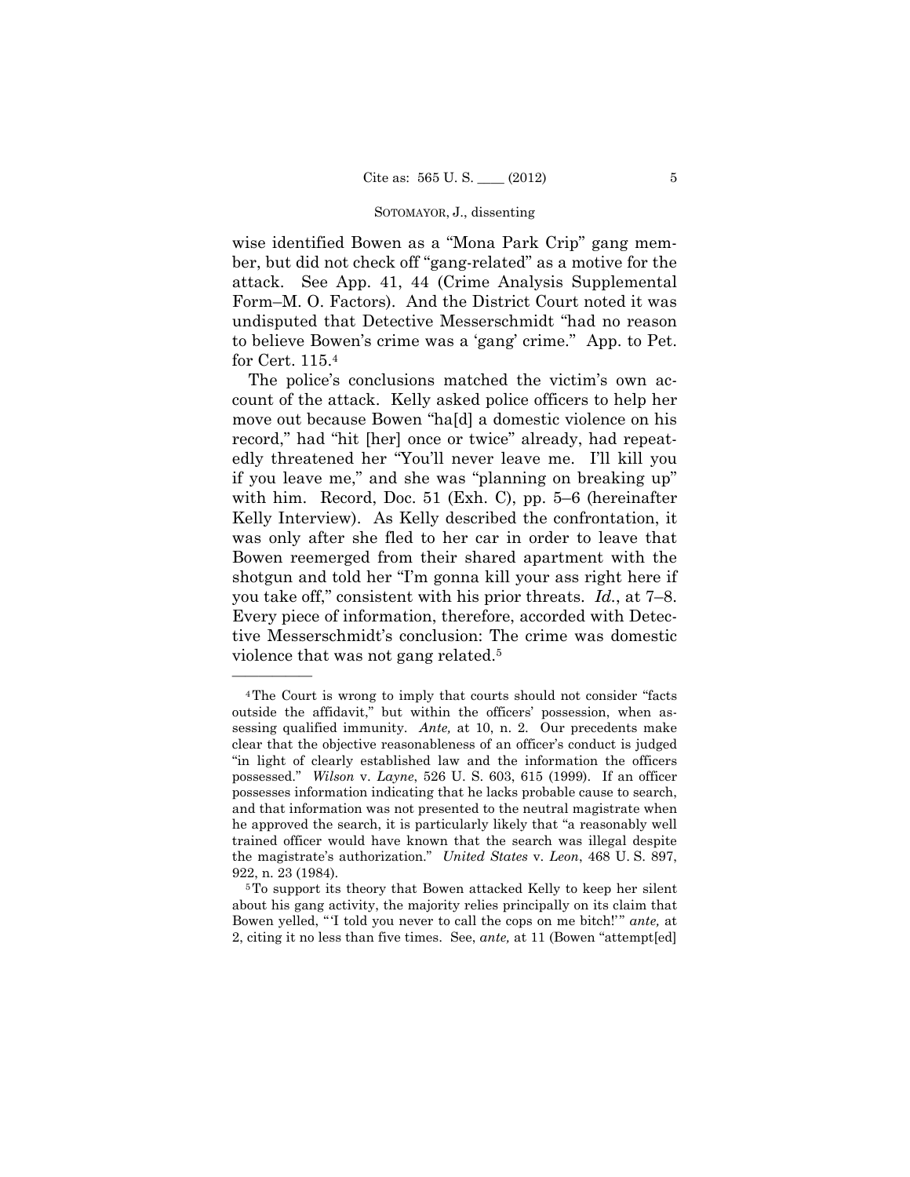wise identified Bowen as a "Mona Park Crip" gang member, but did not check off "gang-related" as a motive for the attack. See App. 41, 44 (Crime Analysis Supplemental Form–M. O. Factors). And the District Court noted it was undisputed that Detective Messerschmidt "had no reason to believe Bowen's crime was a 'gang' crime." App. to Pet. for Cert. 115.[4]

The police's conclusions matched the victim's own account of the attack. Kelly asked police officers to help her move out because Bowen "ha[d] a domestic violence on his record," had "hit [her] once or twice" already, had repeatedly threatened her "You'll never leave me. I'll kill you if you leave me," and she was "planning on breaking up" with him. Record, Doc. 51 (Exh. C), pp. 5–6 (hereinafter Kelly Interview). As Kelly described the confrontation, it was only after she fled to her car in order to leave that Bowen reemerged from their shared apartment with the shotgun and told her "I'm gonna kill your ass right here if you take off," consistent with his prior threats. *Id.*, at 7–8. Every piece of information, therefore, accorded with Detective Messerschmidt's conclusion: The crime was domestic violence that was not gang related.[5]

---

[4] The Court is wrong to imply that courts should not consider "facts outside the affidavit," but within the officers' possession, when assessing qualified immunity. *Ante,* at 10, n. 2. Our precedents make clear that the objective reasonableness of an officer's conduct is judged "in light of clearly established law and the information the officers possessed." *Wilson* v. *Layne*, 526 U. S. 603, 615 (1999). If an officer possesses information indicating that he lacks probable cause to search, and that information was not presented to the neutral magistrate when he approved the search, it is particularly likely that "a reasonably well trained officer would have known that the search was illegal despite the magistrate's authorization." *United States* v. *Leon*, 468 U. S. 897, 922, n. 23 (1984).

[5] To support its theory that Bowen attacked Kelly to keep her silent about his gang activity, the majority relies principally on its claim that Bowen yelled, "'I told you never to call the cops on me bitch!'" *ante,* at 2, citing it no less than five times. See, *ante,* at 11 (Bowen "attempt[ed]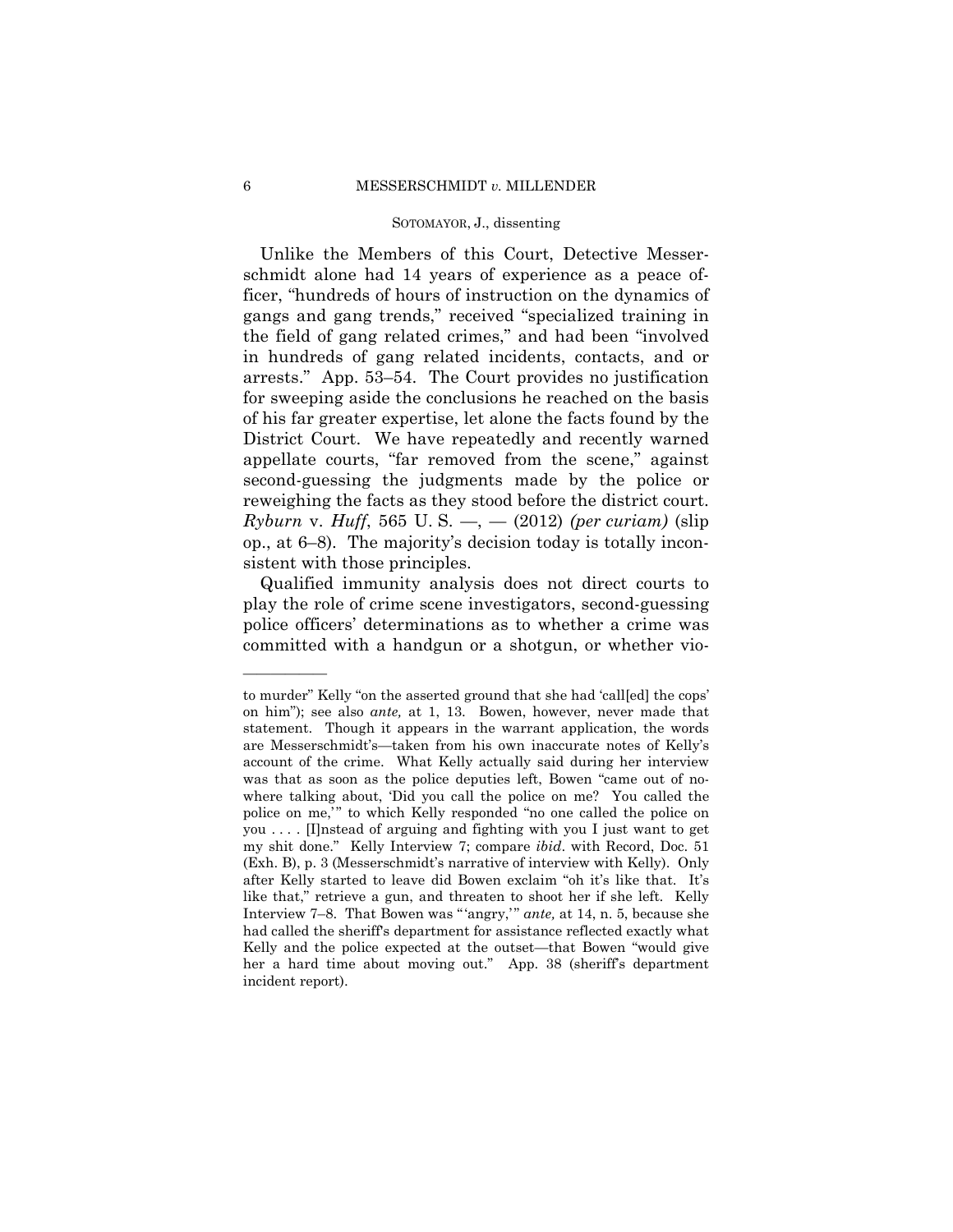Unlike the Members of this Court, Detective Messerschmidt alone had 14 years of experience as a peace officer, "hundreds of hours of instruction on the dynamics of gangs and gang trends," received "specialized training in the field of gang related crimes," and had been "involved in hundreds of gang related incidents, contacts, and or arrests." App. 53–54. The Court provides no justification for sweeping aside the conclusions he reached on the basis of his far greater expertise, let alone the facts found by the District Court. We have repeatedly and recently warned appellate courts, "far removed from the scene," against second-guessing the judgments made by the police or reweighing the facts as they stood before the district court. *Ryburn* v. *Huff*, 565 U. S. —, — (2012) *(per curiam)* (slip op., at 6–8). The majority's decision today is totally inconsistent with those principles.

Qualified immunity analysis does not direct courts to play the role of crime scene investigators, second-guessing police officers' determinations as to whether a crime was committed with a handgun or a shotgun, or whether vio-

---

to murder" Kelly "on the asserted ground that she had 'call[ed] the cops' on him"); see also *ante,* at 1, 13. Bowen, however, never made that statement. Though it appears in the warrant application, the words are Messerschmidt's—taken from his own inaccurate notes of Kelly's account of the crime. What Kelly actually said during her interview was that as soon as the police deputies left, Bowen "came out of nowhere talking about, 'Did you call the police on me? You called the police on me,'" to which Kelly responded "no one called the police on you . . . . [I]nstead of arguing and fighting with you I just want to get my shit done." Kelly Interview 7; compare *ibid*. with Record, Doc. 51 (Exh. B), p. 3 (Messerschmidt's narrative of interview with Kelly). Only after Kelly started to leave did Bowen exclaim "oh it's like that. It's like that," retrieve a gun, and threaten to shoot her if she left. Kelly Interview 7–8. That Bowen was "'angry,'" *ante,* at 14, n. 5, because she had called the sheriff's department for assistance reflected exactly what Kelly and the police expected at the outset—that Bowen "would give her a hard time about moving out." App. 38 (sheriff's department incident report).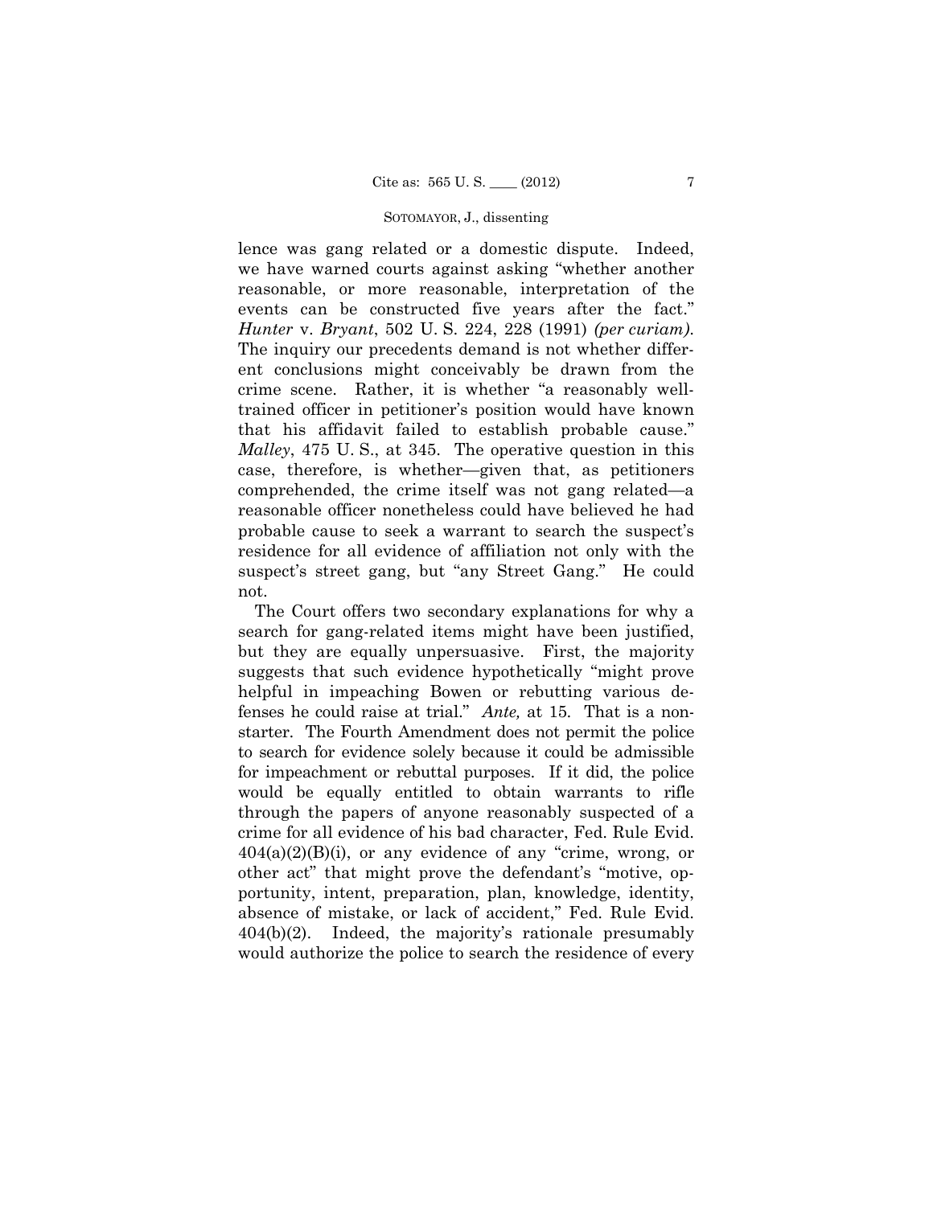lence was gang related or a domestic dispute. Indeed, we have warned courts against asking "whether another reasonable, or more reasonable, interpretation of the events can be constructed five years after the fact." *Hunter* v. *Bryant*, 502 U. S. 224, 228 (1991) *(per curiam)*. The inquiry our precedents demand is not whether different conclusions might conceivably be drawn from the crime scene. Rather, it is whether "a reasonably well-trained officer in petitioner's position would have known that his affidavit failed to establish probable cause." *Malley*, 475 U. S., at 345. The operative question in this case, therefore, is whether—given that, as petitioners comprehended, the crime itself was not gang related—a reasonable officer nonetheless could have believed he had probable cause to seek a warrant to search the suspect's residence for all evidence of affiliation not only with the suspect's street gang, but "any Street Gang." He could not.

The Court offers two secondary explanations for why a search for gang-related items might have been justified, but they are equally unpersuasive. First, the majority suggests that such evidence hypothetically "might prove helpful in impeaching Bowen or rebutting various defenses he could raise at trial." *Ante,* at 15. That is a non-starter. The Fourth Amendment does not permit the police to search for evidence solely because it could be admissible for impeachment or rebuttal purposes. If it did, the police would be equally entitled to obtain warrants to rifle through the papers of anyone reasonably suspected of a crime for all evidence of his bad character, Fed. Rule Evid. 404(a)(2)(B)(i), or any evidence of any "crime, wrong, or other act" that might prove the defendant's "motive, opportunity, intent, preparation, plan, knowledge, identity, absence of mistake, or lack of accident," Fed. Rule Evid. 404(b)(2). Indeed, the majority's rationale presumably would authorize the police to search the residence of every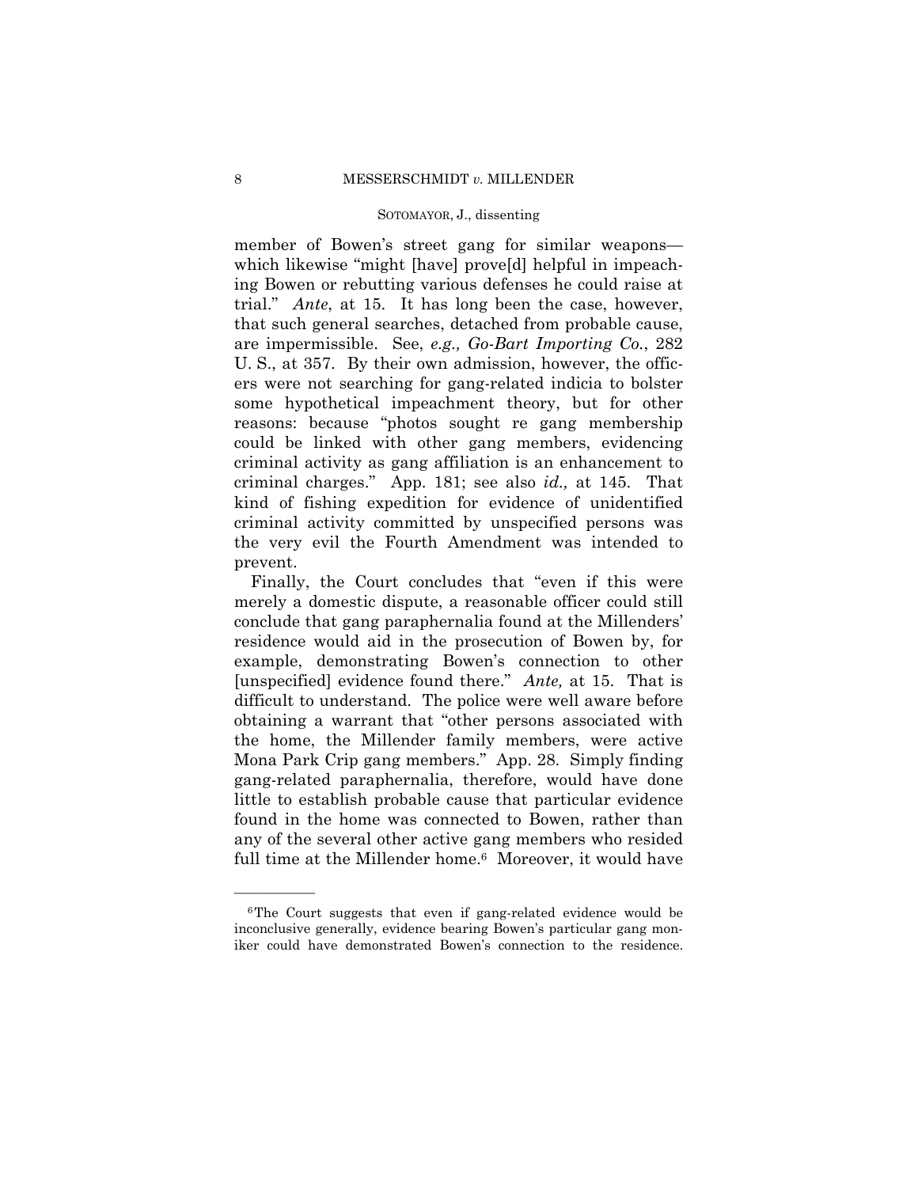member of Bowen's street gang for similar weapons—which likewise "might [have] prove[d] helpful in impeaching Bowen or rebutting various defenses he could raise at trial." *Ante*, at 15. It has long been the case, however, that such general searches, detached from probable cause, are impermissible. See, *e.g., Go-Bart Importing Co.*, 282 U. S., at 357. By their own admission, however, the officers were not searching for gang-related indicia to bolster some hypothetical impeachment theory, but for other reasons: because "photos sought re gang membership could be linked with other gang members, evidencing criminal activity as gang affiliation is an enhancement to criminal charges." App. 181; see also *id.,* at 145. That kind of fishing expedition for evidence of unidentified criminal activity committed by unspecified persons was the very evil the Fourth Amendment was intended to prevent.

Finally, the Court concludes that "even if this were merely a domestic dispute, a reasonable officer could still conclude that gang paraphernalia found at the Millenders' residence would aid in the prosecution of Bowen by, for example, demonstrating Bowen's connection to other [unspecified] evidence found there." *Ante,* at 15. That is difficult to understand. The police were well aware before obtaining a warrant that "other persons associated with the home, the Millender family members, were active Mona Park Crip gang members." App. 28. Simply finding gang-related paraphernalia, therefore, would have done little to establish probable cause that particular evidence found in the home was connected to Bowen, rather than any of the several other active gang members who resided full time at the Millender home.[6] Moreover, it would have

---

[6] The Court suggests that even if gang-related evidence would be inconclusive generally, evidence bearing Bowen's particular gang moniker could have demonstrated Bowen's connection to the residence.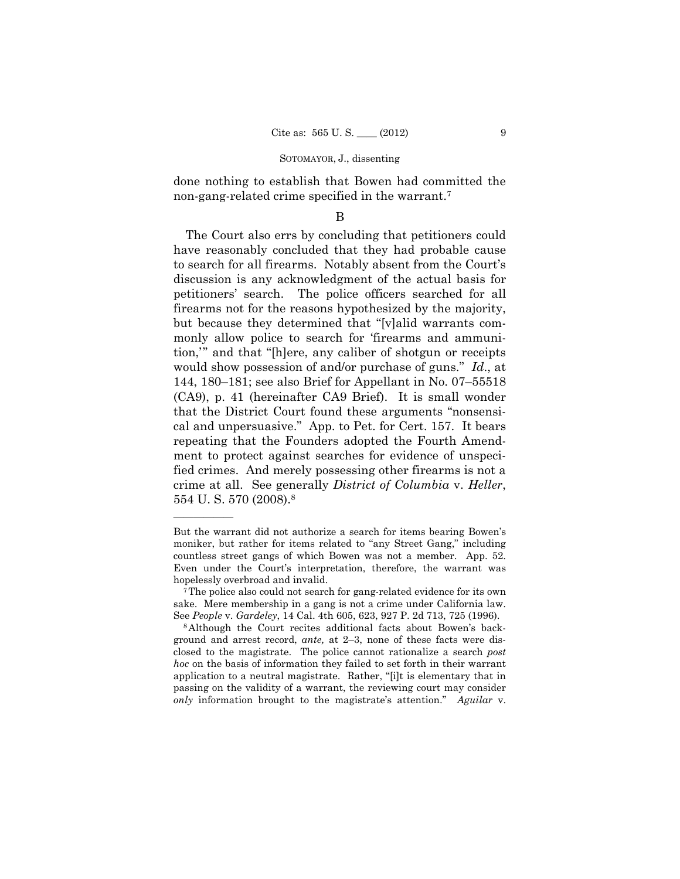done nothing to establish that Bowen had committed the non-gang-related crime specified in the warrant.[7]

B

The Court also errs by concluding that petitioners could have reasonably concluded that they had probable cause to search for all firearms. Notably absent from the Court's discussion is any acknowledgment of the actual basis for petitioners' search. The police officers searched for all firearms not for the reasons hypothesized by the majority, but because they determined that "[v]alid warrants commonly allow police to search for 'firearms and ammunition,'" and that "[h]ere, any caliber of shotgun or receipts would show possession of and/or purchase of guns." *Id*., at 144, 180–181; see also Brief for Appellant in No. 07–55518 (CA9), p. 41 (hereinafter CA9 Brief). It is small wonder that the District Court found these arguments "nonsensical and unpersuasive." App. to Pet. for Cert. 157. It bears repeating that the Founders adopted the Fourth Amendment to protect against searches for evidence of unspecified crimes. And merely possessing other firearms is not a crime at all. See generally *District of Columbia* v. *Heller*, 554 U. S. 570 (2008).[8]

---

But the warrant did not authorize a search for items bearing Bowen's moniker, but rather for items related to "any Street Gang," including countless street gangs of which Bowen was not a member. App. 52. Even under the Court's interpretation, therefore, the warrant was hopelessly overbroad and invalid.

[7] The police also could not search for gang-related evidence for its own sake. Mere membership in a gang is not a crime under California law. See *People* v. *Gardeley*, 14 Cal. 4th 605, 623, 927 P. 2d 713, 725 (1996).

[8] Although the Court recites additional facts about Bowen's background and arrest record, *ante,* at 2–3, none of these facts were disclosed to the magistrate. The police cannot rationalize a search *post hoc* on the basis of information they failed to set forth in their warrant application to a neutral magistrate. Rather, "[i]t is elementary that in passing on the validity of a warrant, the reviewing court may consider *only* information brought to the magistrate's attention." *Aguilar* v.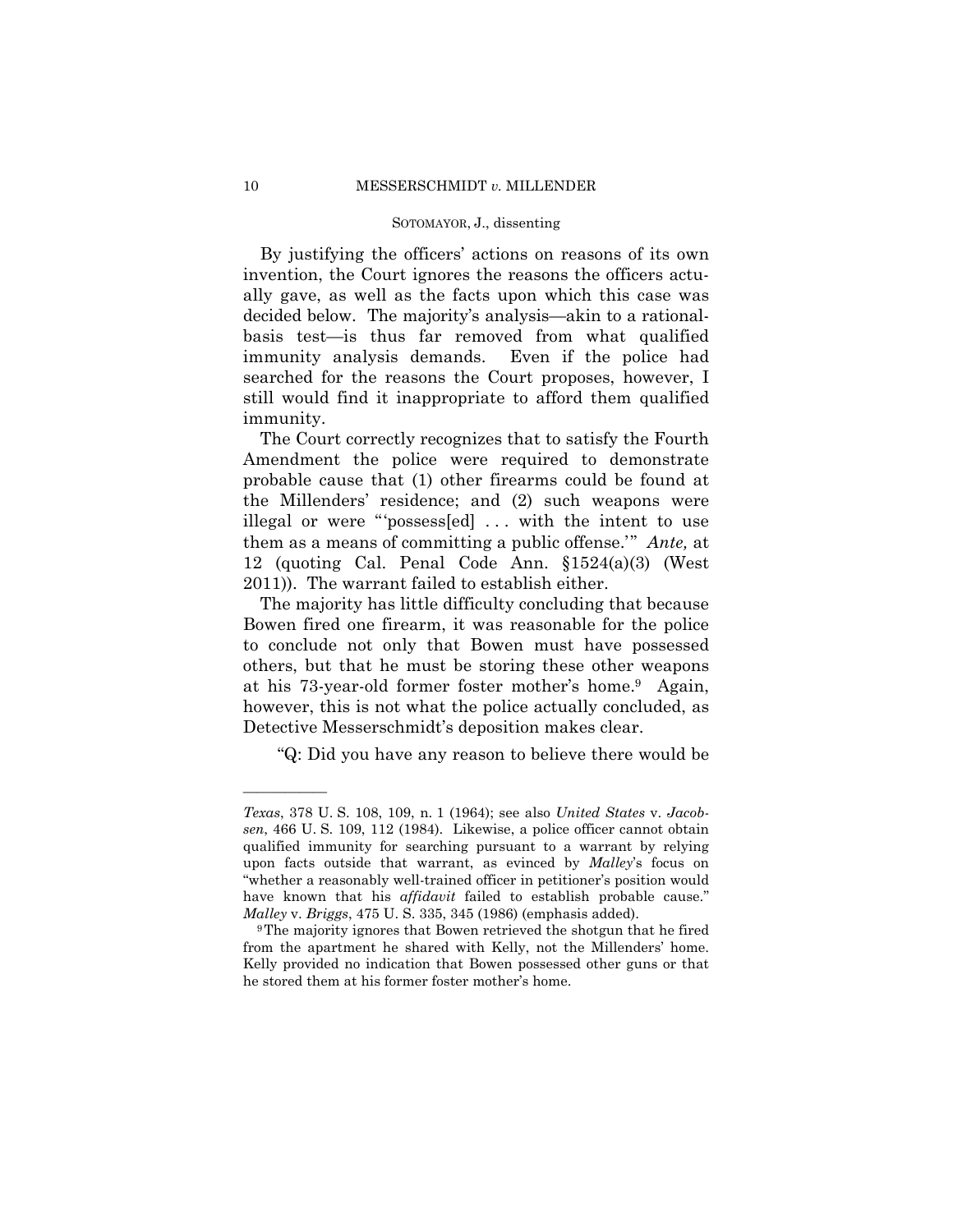By justifying the officers' actions on reasons of its own invention, the Court ignores the reasons the officers actually gave, as well as the facts upon which this case was decided below. The majority's analysis—akin to a rational-basis test—is thus far removed from what qualified immunity analysis demands. Even if the police had searched for the reasons the Court proposes, however, I still would find it inappropriate to afford them qualified immunity.

The Court correctly recognizes that to satisfy the Fourth Amendment the police were required to demonstrate probable cause that (1) other firearms could be found at the Millenders' residence; and (2) such weapons were illegal or were "'possess[ed] . . . with the intent to use them as a means of committing a public offense.'" *Ante,* at 12 (quoting Cal. Penal Code Ann. §1524(a)(3) (West 2011)). The warrant failed to establish either.

The majority has little difficulty concluding that because Bowen fired one firearm, it was reasonable for the police to conclude not only that Bowen must have possessed others, but that he must be storing these other weapons at his 73-year-old former foster mother's home.[9] Again, however, this is not what the police actually concluded, as Detective Messerschmidt's deposition makes clear.

> "Q: Did you have any reason to believe there would be

---

*Texas*, 378 U. S. 108, 109, n. 1 (1964); see also *United States* v. *Jacobsen*, 466 U. S. 109, 112 (1984). Likewise, a police officer cannot obtain qualified immunity for searching pursuant to a warrant by relying upon facts outside that warrant, as evinced by *Malley*'s focus on "whether a reasonably well-trained officer in petitioner's position would have known that his *affidavit* failed to establish probable cause." *Malley* v. *Briggs*, 475 U. S. 335, 345 (1986) (emphasis added).

[9] The majority ignores that Bowen retrieved the shotgun that he fired from the apartment he shared with Kelly, not the Millenders' home. Kelly provided no indication that Bowen possessed other guns or that he stored them at his former foster mother's home.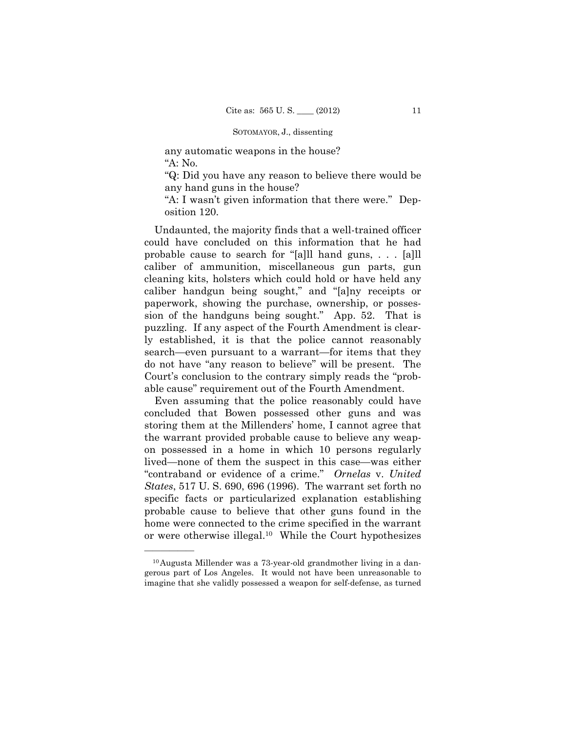any automatic weapons in the house?

"A: No.

"Q: Did you have any reason to believe there would be any hand guns in the house?

"A: I wasn't given information that there were." Deposition 120.

Undaunted, the majority finds that a well-trained officer could have concluded on this information that he had probable cause to search for "[a]ll hand guns, . . . [a]ll caliber of ammunition, miscellaneous gun parts, gun cleaning kits, holsters which could hold or have held any caliber handgun being sought," and "[a]ny receipts or paperwork, showing the purchase, ownership, or possession of the handguns being sought." App. 52. That is puzzling. If any aspect of the Fourth Amendment is clearly established, it is that the police cannot reasonably search—even pursuant to a warrant—for items that they do not have "any reason to believe" will be present. The Court's conclusion to the contrary simply reads the "probable cause" requirement out of the Fourth Amendment.

Even assuming that the police reasonably could have concluded that Bowen possessed other guns and was storing them at the Millenders' home, I cannot agree that the warrant provided probable cause to believe any weapon possessed in a home in which 10 persons regularly lived—none of them the suspect in this case—was either "contraband or evidence of a crime." *Ornelas* v. *United States*, 517 U. S. 690, 696 (1996). The warrant set forth no specific facts or particularized explanation establishing probable cause to believe that other guns found in the home were connected to the crime specified in the warrant or were otherwise illegal.[10] While the Court hypothesizes

---

[10] Augusta Millender was a 73-year-old grandmother living in a dangerous part of Los Angeles. It would not have been unreasonable to imagine that she validly possessed a weapon for self-defense, as turned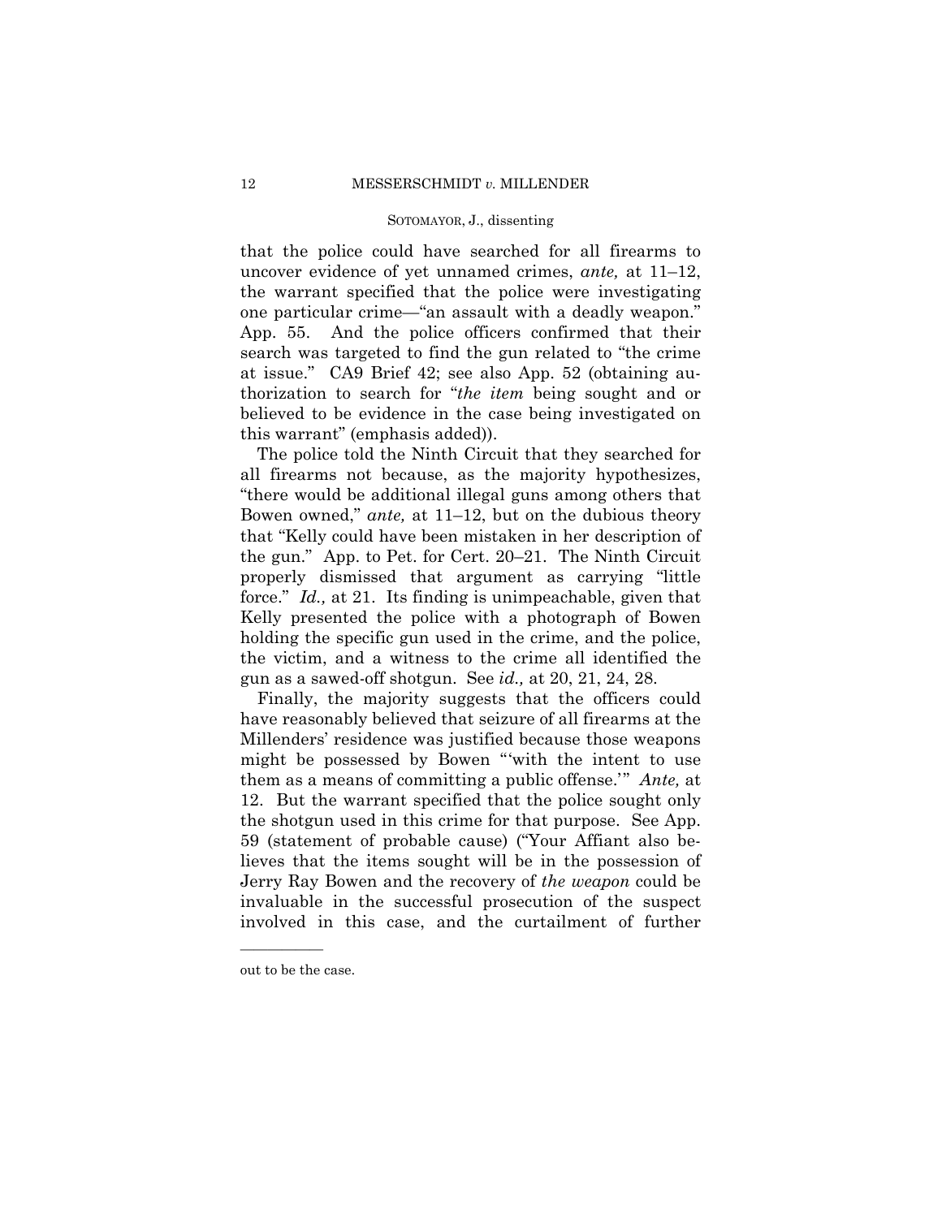that the police could have searched for all firearms to uncover evidence of yet unnamed crimes, *ante,* at 11–12, the warrant specified that the police were investigating one particular crime—"an assault with a deadly weapon." App. 55. And the police officers confirmed that their search was targeted to find the gun related to "the crime at issue." CA9 Brief 42; see also App. 52 (obtaining authorization to search for "*the item* being sought and or believed to be evidence in the case being investigated on this warrant" (emphasis added)).

The police told the Ninth Circuit that they searched for all firearms not because, as the majority hypothesizes, "there would be additional illegal guns among others that Bowen owned," *ante,* at 11–12, but on the dubious theory that "Kelly could have been mistaken in her description of the gun." App. to Pet. for Cert. 20–21. The Ninth Circuit properly dismissed that argument as carrying "little force." *Id.,* at 21. Its finding is unimpeachable, given that Kelly presented the police with a photograph of Bowen holding the specific gun used in the crime, and the police, the victim, and a witness to the crime all identified the gun as a sawed-off shotgun. See *id.,* at 20, 21, 24, 28.

Finally, the majority suggests that the officers could have reasonably believed that seizure of all firearms at the Millenders' residence was justified because those weapons might be possessed by Bowen "'with the intent to use them as a means of committing a public offense.'" *Ante,* at 12. But the warrant specified that the police sought only the shotgun used in this crime for that purpose. See App. 59 (statement of probable cause) ("Your Affiant also believes that the items sought will be in the possession of Jerry Ray Bowen and the recovery of *the weapon* could be invaluable in the successful prosecution of the suspect involved in this case, and the curtailment of further

---

out to be the case.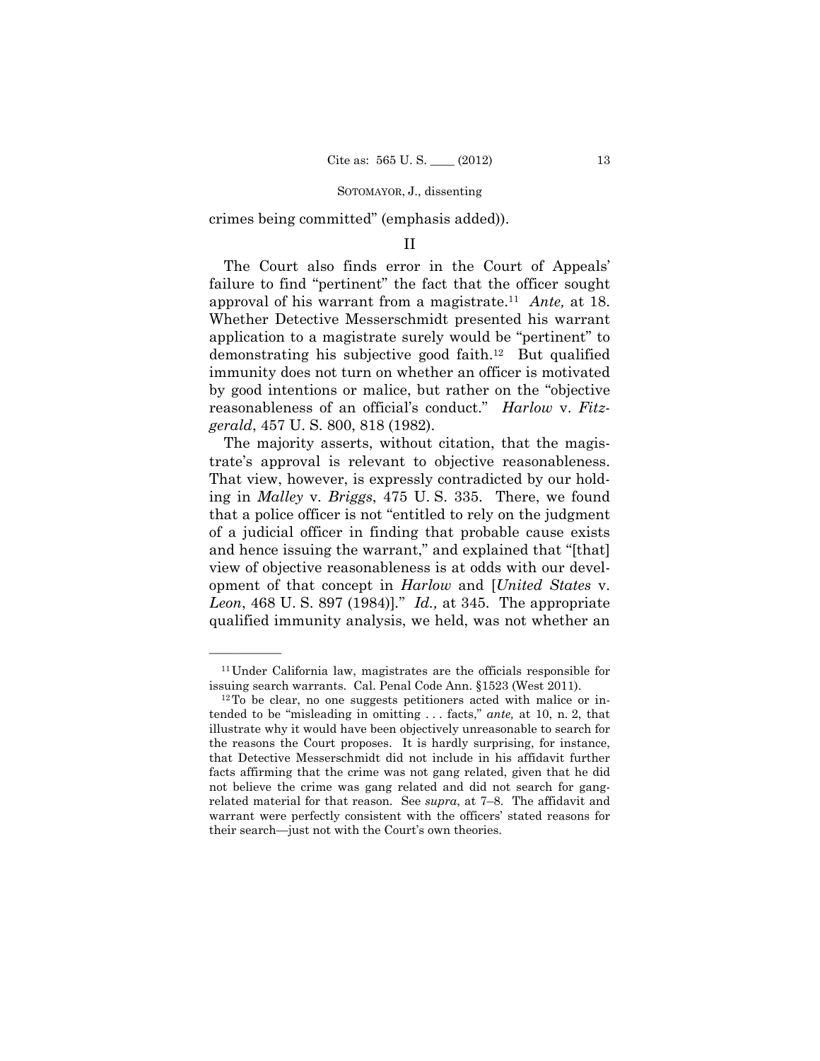crimes being committed" (emphasis added)).

## II

The Court also finds error in the Court of Appeals' failure to find "pertinent" the fact that the officer sought approval of his warrant from a magistrate.[11] *Ante,* at 18. Whether Detective Messerschmidt presented his warrant application to a magistrate surely would be "pertinent" to demonstrating his subjective good faith.[12] But qualified immunity does not turn on whether an officer is motivated by good intentions or malice, but rather on the "objective reasonableness of an official's conduct." *Harlow* v. *Fitzgerald*, 457 U. S. 800, 818 (1982).

The majority asserts, without citation, that the magistrate's approval is relevant to objective reasonableness. That view, however, is expressly contradicted by our holding in *Malley* v. *Briggs*, 475 U. S. 335. There, we found that a police officer is not "entitled to rely on the judgment of a judicial officer in finding that probable cause exists and hence issuing the warrant," and explained that "[that] view of objective reasonableness is at odds with our development of that concept in *Harlow* and [*United States* v. *Leon*, 468 U. S. 897 (1984)]." *Id.,* at 345. The appropriate qualified immunity analysis, we held, was not whether an

---

[11] Under California law, magistrates are the officials responsible for issuing search warrants. Cal. Penal Code Ann. §1523 (West 2011).

[12] To be clear, no one suggests petitioners acted with malice or intended to be "misleading in omitting . . . facts," *ante,* at 10, n. 2, that illustrate why it would have been objectively unreasonable to search for the reasons the Court proposes. It is hardly surprising, for instance, that Detective Messerschmidt did not include in his affidavit further facts affirming that the crime was not gang related, given that he did not believe the crime was gang related and did not search for gang-related material for that reason. See *supra*, at 7–8. The affidavit and warrant were perfectly consistent with the officers' stated reasons for their search—just not with the Court's own theories.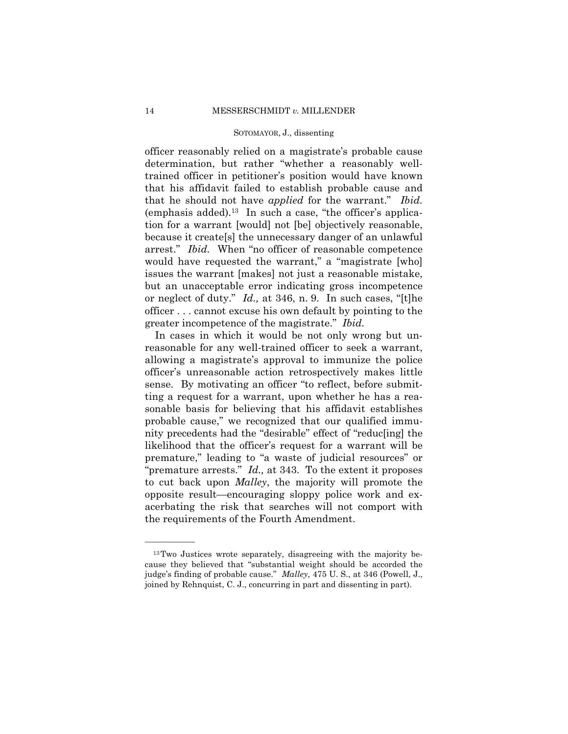officer reasonably relied on a magistrate's probable cause determination, but rather "whether a reasonably well-trained officer in petitioner's position would have known that his affidavit failed to establish probable cause and that he should not have *applied* for the warrant." *Ibid.* (emphasis added).[13] In such a case, "the officer's application for a warrant [would] not [be] objectively reasonable, because it create[s] the unnecessary danger of an unlawful arrest." *Ibid.* When "no officer of reasonable competence would have requested the warrant," a "magistrate [who] issues the warrant [makes] not just a reasonable mistake, but an unacceptable error indicating gross incompetence or neglect of duty." *Id.,* at 346, n. 9. In such cases, "[t]he officer . . . cannot excuse his own default by pointing to the greater incompetence of the magistrate." *Ibid.*

In cases in which it would be not only wrong but unreasonable for any well-trained officer to seek a warrant, allowing a magistrate's approval to immunize the police officer's unreasonable action retrospectively makes little sense. By motivating an officer "to reflect, before submitting a request for a warrant, upon whether he has a reasonable basis for believing that his affidavit establishes probable cause," we recognized that our qualified immunity precedents had the "desirable" effect of "reduc[ing] the likelihood that the officer's request for a warrant will be premature," leading to "a waste of judicial resources" or "premature arrests." *Id.,* at 343. To the extent it proposes to cut back upon *Malley*, the majority will promote the opposite result—encouraging sloppy police work and exacerbating the risk that searches will not comport with the requirements of the Fourth Amendment.

---

[13] Two Justices wrote separately, disagreeing with the majority because they believed that "substantial weight should be accorded the judge's finding of probable cause." *Malley*, 475 U. S., at 346 (Powell, J., joined by Rehnquist, C. J., concurring in part and dissenting in part).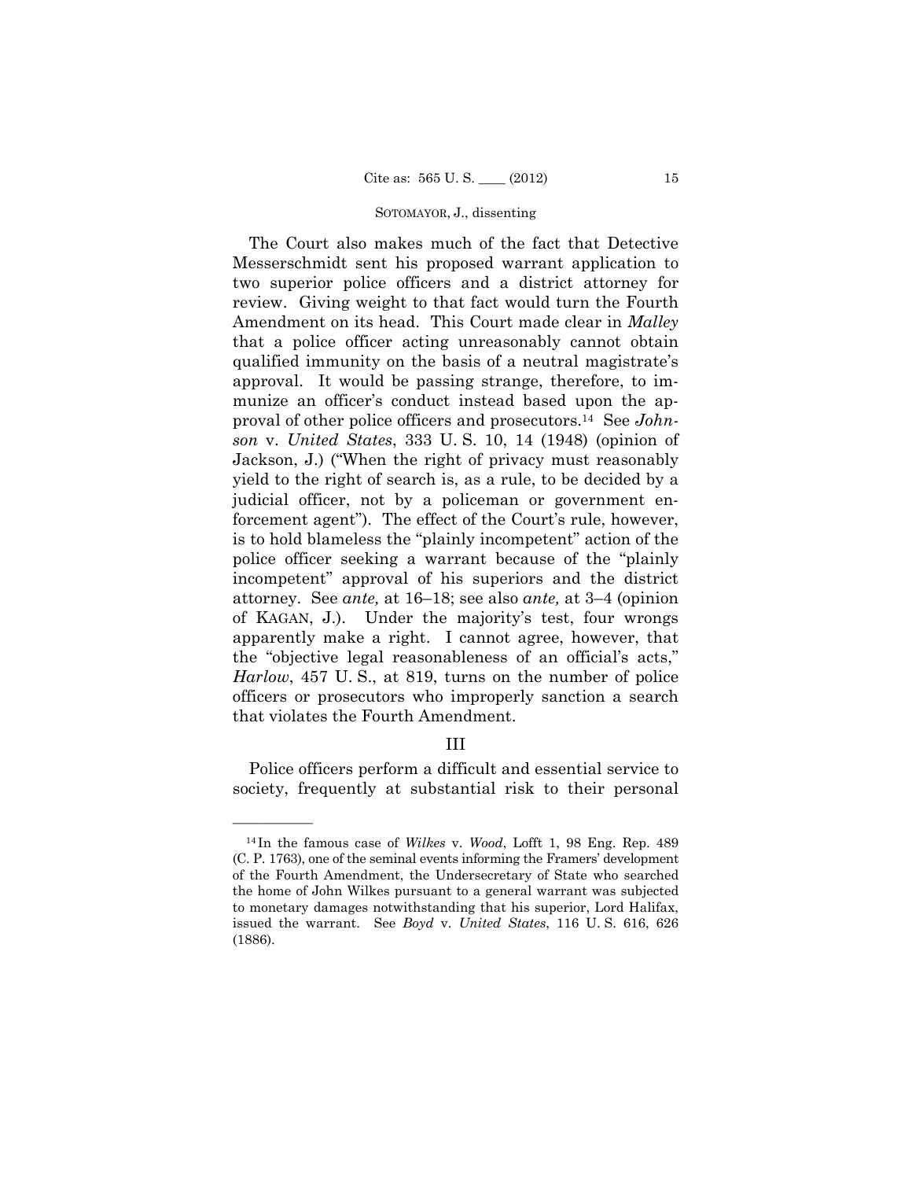The Court also makes much of the fact that Detective Messerschmidt sent his proposed warrant application to two superior police officers and a district attorney for review. Giving weight to that fact would turn the Fourth Amendment on its head. This Court made clear in *Malley* that a police officer acting unreasonably cannot obtain qualified immunity on the basis of a neutral magistrate's approval. It would be passing strange, therefore, to immunize an officer's conduct instead based upon the approval of other police officers and prosecutors.[14] See *Johnson* v. *United States*, 333 U. S. 10, 14 (1948) (opinion of Jackson, J.) ("When the right of privacy must reasonably yield to the right of search is, as a rule, to be decided by a judicial officer, not by a policeman or government enforcement agent"). The effect of the Court's rule, however, is to hold blameless the "plainly incompetent" action of the police officer seeking a warrant because of the "plainly incompetent" approval of his superiors and the district attorney. See *ante,* at 16–18; see also *ante,* at 3–4 (opinion of KAGAN, J.). Under the majority's test, four wrongs apparently make a right. I cannot agree, however, that the "objective legal reasonableness of an official's acts," *Harlow*, 457 U. S., at 819, turns on the number of police officers or prosecutors who improperly sanction a search that violates the Fourth Amendment.

## III

Police officers perform a difficult and essential service to society, frequently at substantial risk to their personal

---

[14] In the famous case of *Wilkes* v. *Wood*, Lofft 1, 98 Eng. Rep. 489 (C. P. 1763), one of the seminal events informing the Framers' development of the Fourth Amendment, the Undersecretary of State who searched the home of John Wilkes pursuant to a general warrant was subjected to monetary damages notwithstanding that his superior, Lord Halifax, issued the warrant. See *Boyd* v. *United States*, 116 U. S. 616, 626 (1886).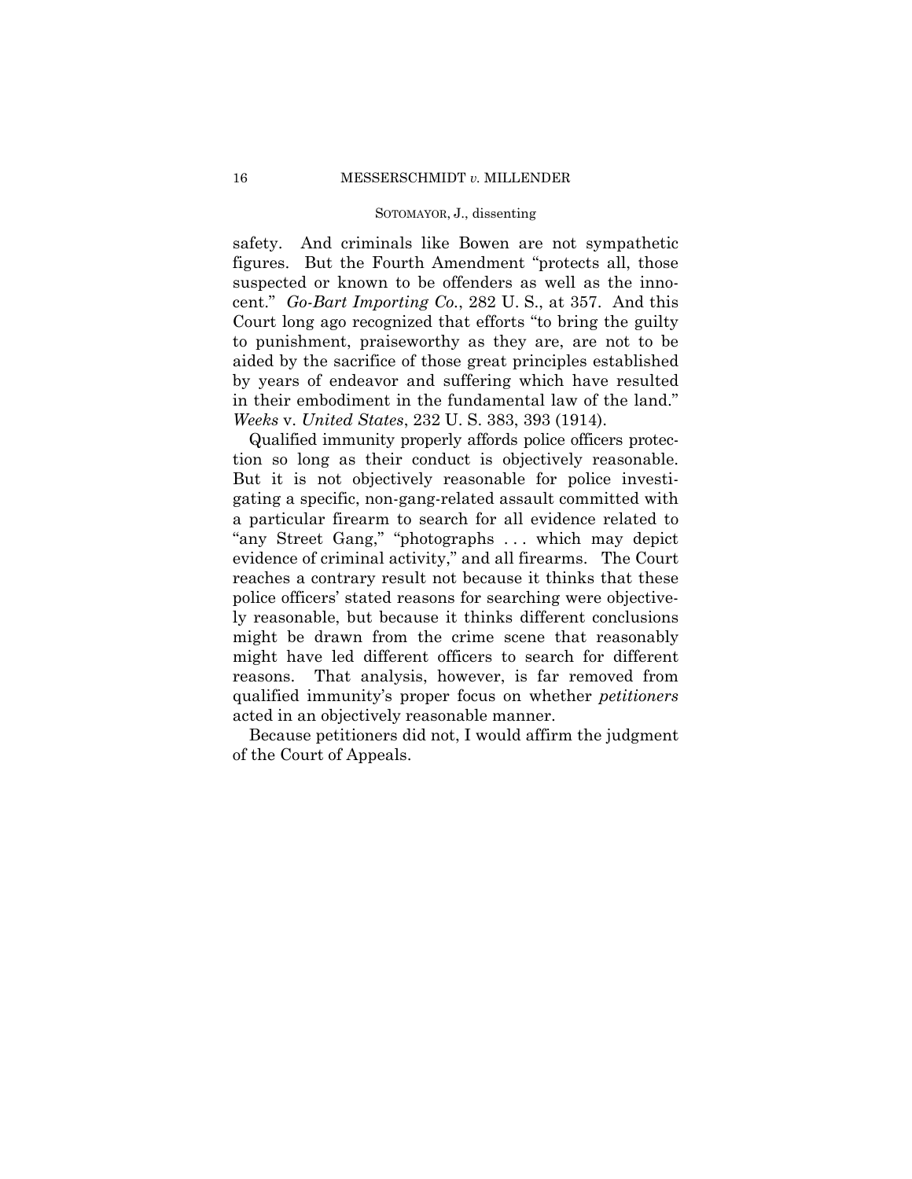safety. And criminals like Bowen are not sympathetic figures. But the Fourth Amendment "protects all, those suspected or known to be offenders as well as the innocent." *Go-Bart Importing Co.*, 282 U. S., at 357. And this Court long ago recognized that efforts "to bring the guilty to punishment, praiseworthy as they are, are not to be aided by the sacrifice of those great principles established by years of endeavor and suffering which have resulted in their embodiment in the fundamental law of the land." *Weeks* v. *United States*, 232 U. S. 383, 393 (1914).

Qualified immunity properly affords police officers protection so long as their conduct is objectively reasonable. But it is not objectively reasonable for police investigating a specific, non-gang-related assault committed with a particular firearm to search for all evidence related to "any Street Gang," "photographs . . . which may depict evidence of criminal activity," and all firearms. The Court reaches a contrary result not because it thinks that these police officers' stated reasons for searching were objectively reasonable, but because it thinks different conclusions might be drawn from the crime scene that reasonably might have led different officers to search for different reasons. That analysis, however, is far removed from qualified immunity's proper focus on whether *petitioners* acted in an objectively reasonable manner.

Because petitioners did not, I would affirm the judgment of the Court of Appeals.